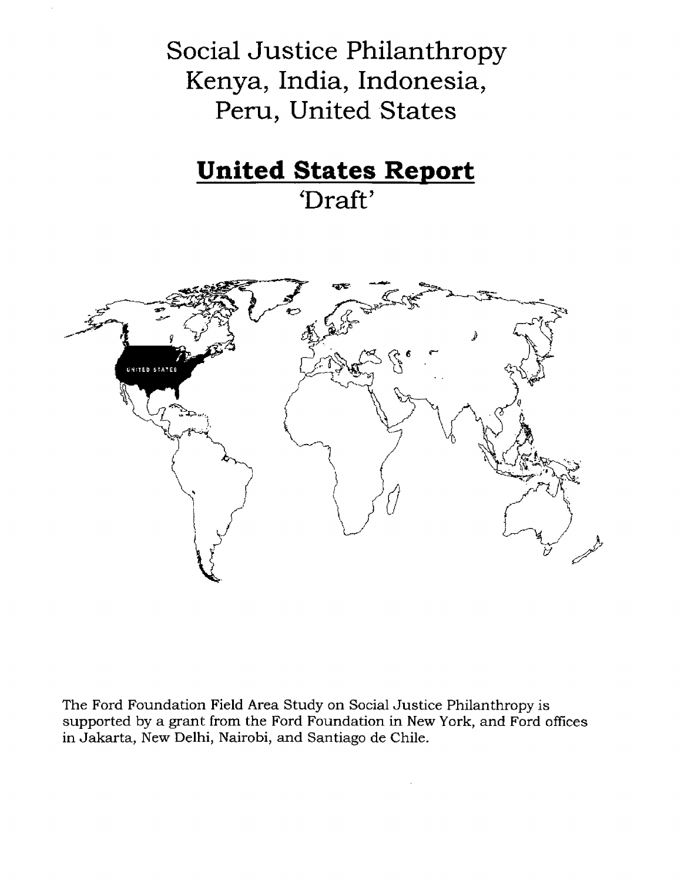# Social Justice Philanthropy
# Kenya, India, Indonesia, Peru, United States

## United States Report

'Draft'

The Ford Foundation Field Area Study on Social Justice Philanthropy is supported by a grant from the Ford Foundation in New York, and Ford offices in Jakarta, New Delhi, Nairobi, and Santiago de Chile.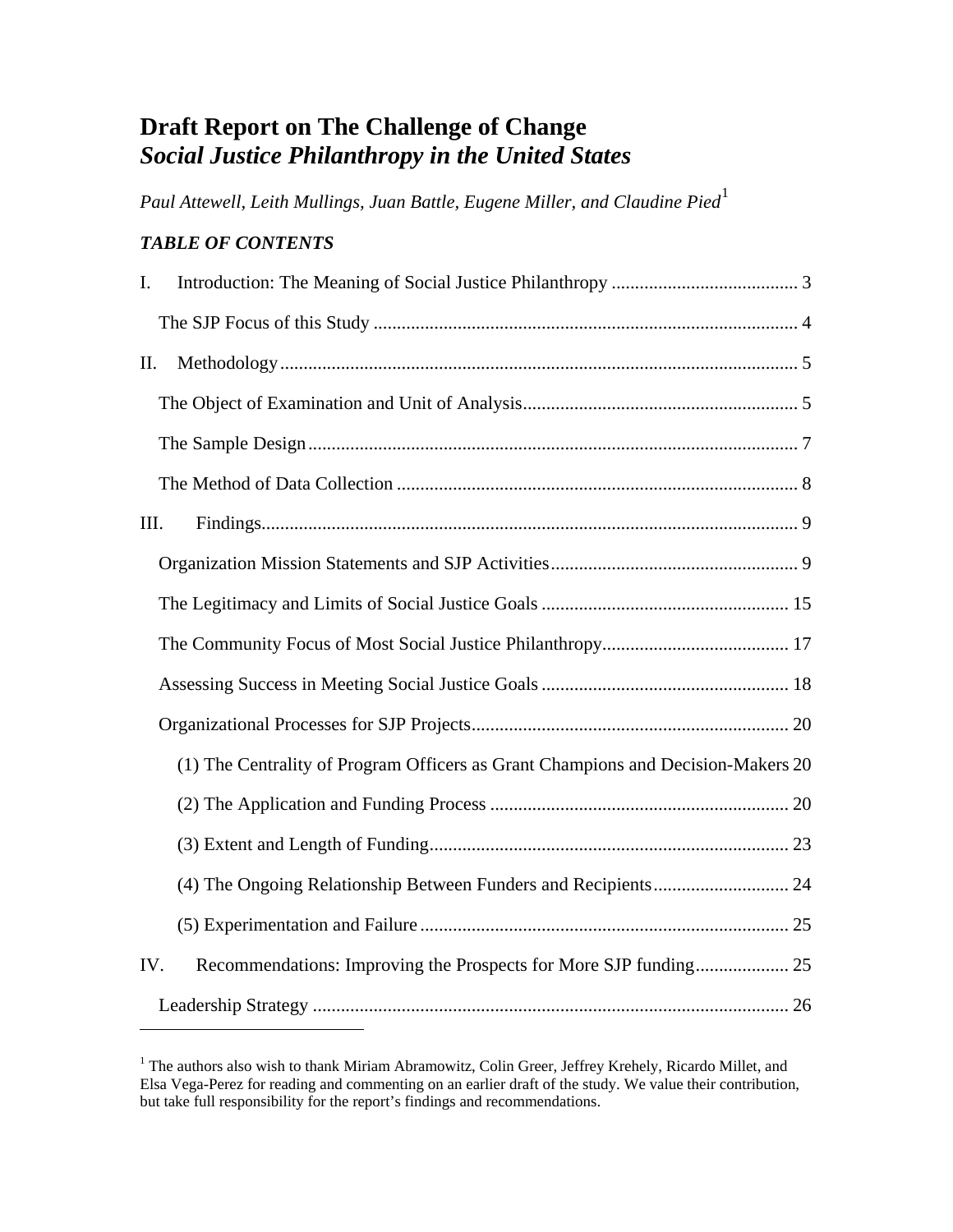# Draft Report on The Challenge of Change
## *Social Justice Philanthropy in the United States*

*Paul Attewell, Leith Mullings, Juan Battle, Eugene Miller, and Claudine Pied*[1]

### *TABLE OF CONTENTS*

I. Introduction: The Meaning of Social Justice Philanthropy ........................................ 3

- The SJP Focus of this Study ........................................................................................ 4

II. Methodology ................................................................................................................ 5

- The Object of Examination and Unit of Analysis ........................................................ 5
- The Sample Design ....................................................................................................... 7
- The Method of Data Collection .................................................................................... 8

III. Findings ..................................................................................................................... 9

- Organization Mission Statements and SJP Activities ................................................... 9
- The Legitimacy and Limits of Social Justice Goals .................................................... 15
- The Community Focus of Most Social Justice Philanthropy ....................................... 17
- Assessing Success in Meeting Social Justice Goals .................................................... 18
- Organizational Processes for SJP Projects .................................................................. 20
  - (1) The Centrality of Program Officers as Grant Champions and Decision-Makers 20
  - (2) The Application and Funding Process ............................................................... 20
  - (3) Extent and Length of Funding ............................................................................ 23
  - (4) The Ongoing Relationship Between Funders and Recipients ............................. 24
  - (5) Experimentation and Failure .............................................................................. 25

IV. Recommendations: Improving the Prospects for More SJP funding .................... 25

- Leadership Strategy ..................................................................................................... 26

---

[1] The authors also wish to thank Miriam Abramowitz, Colin Greer, Jeffrey Krehely, Ricardo Millet, and Elsa Vega-Perez for reading and commenting on an earlier draft of the study. We value their contribution, but take full responsibility for the report's findings and recommendations.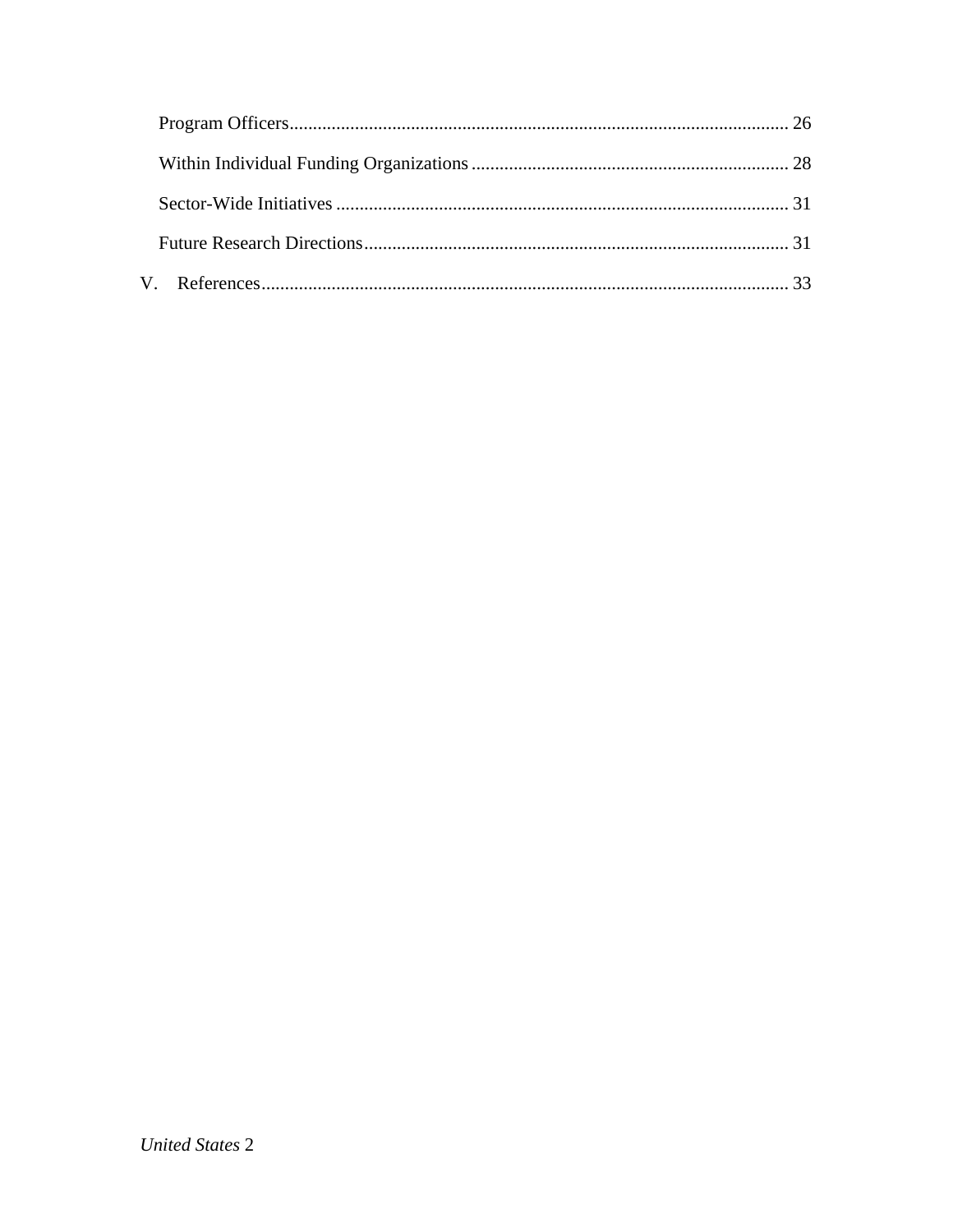Program Officers........................................................................................................ 26

Within Individual Funding Organizations ................................................................... 28

Sector-Wide Initiatives ............................................................................................... 31

Future Research Directions......................................................................................... 31

V. References................................................................................................................ 33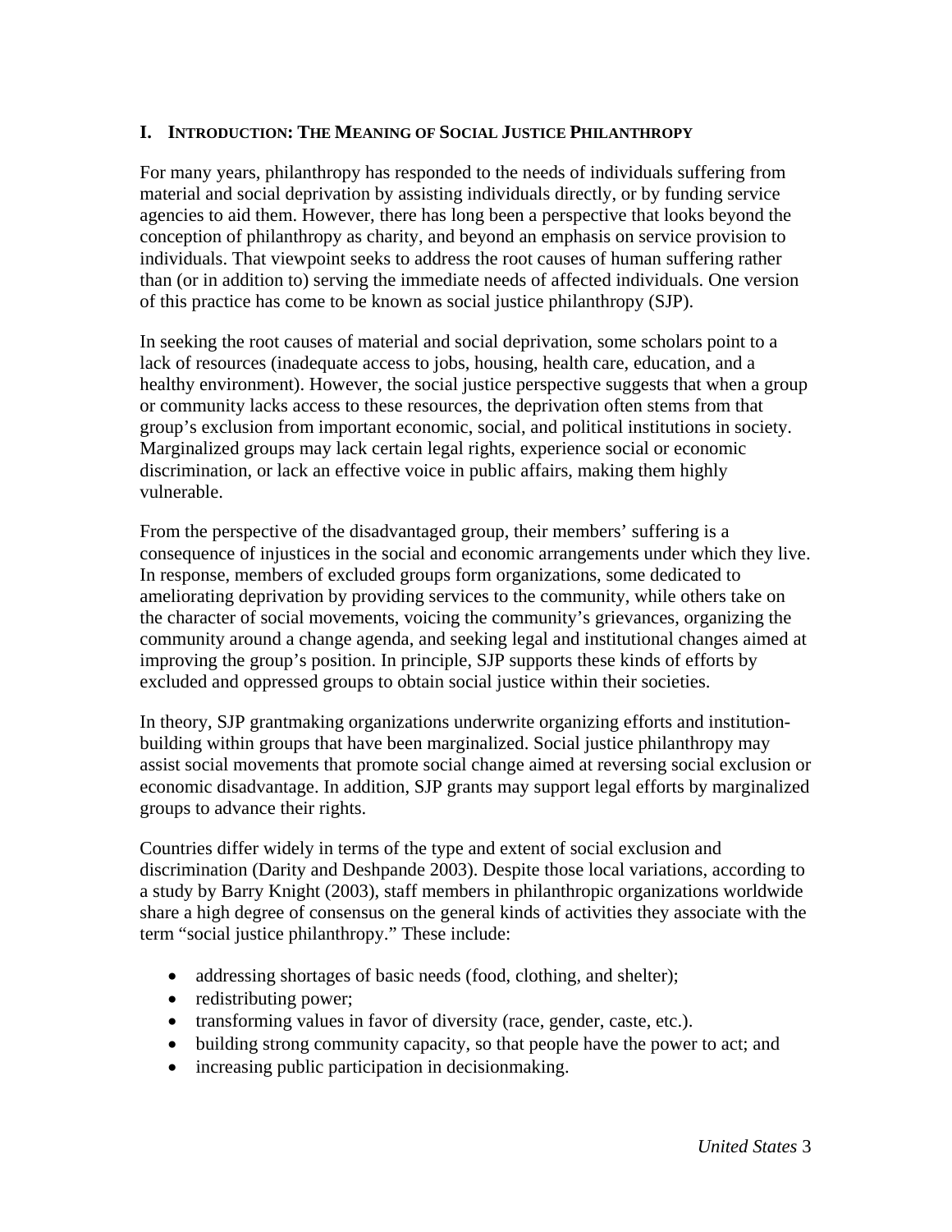## I. INTRODUCTION: THE MEANING OF SOCIAL JUSTICE PHILANTHROPY

For many years, philanthropy has responded to the needs of individuals suffering from material and social deprivation by assisting individuals directly, or by funding service agencies to aid them. However, there has long been a perspective that looks beyond the conception of philanthropy as charity, and beyond an emphasis on service provision to individuals. That viewpoint seeks to address the root causes of human suffering rather than (or in addition to) serving the immediate needs of affected individuals. One version of this practice has come to be known as social justice philanthropy (SJP).

In seeking the root causes of material and social deprivation, some scholars point to a lack of resources (inadequate access to jobs, housing, health care, education, and a healthy environment). However, the social justice perspective suggests that when a group or community lacks access to these resources, the deprivation often stems from that group's exclusion from important economic, social, and political institutions in society. Marginalized groups may lack certain legal rights, experience social or economic discrimination, or lack an effective voice in public affairs, making them highly vulnerable.

From the perspective of the disadvantaged group, their members' suffering is a consequence of injustices in the social and economic arrangements under which they live. In response, members of excluded groups form organizations, some dedicated to ameliorating deprivation by providing services to the community, while others take on the character of social movements, voicing the community's grievances, organizing the community around a change agenda, and seeking legal and institutional changes aimed at improving the group's position. In principle, SJP supports these kinds of efforts by excluded and oppressed groups to obtain social justice within their societies.

In theory, SJP grantmaking organizations underwrite organizing efforts and institution-building within groups that have been marginalized. Social justice philanthropy may assist social movements that promote social change aimed at reversing social exclusion or economic disadvantage. In addition, SJP grants may support legal efforts by marginalized groups to advance their rights.

Countries differ widely in terms of the type and extent of social exclusion and discrimination (Darity and Deshpande 2003). Despite those local variations, according to a study by Barry Knight (2003), staff members in philanthropic organizations worldwide share a high degree of consensus on the general kinds of activities they associate with the term "social justice philanthropy." These include:

- addressing shortages of basic needs (food, clothing, and shelter);
- redistributing power;
- transforming values in favor of diversity (race, gender, caste, etc.).
- building strong community capacity, so that people have the power to act; and
- increasing public participation in decisionmaking.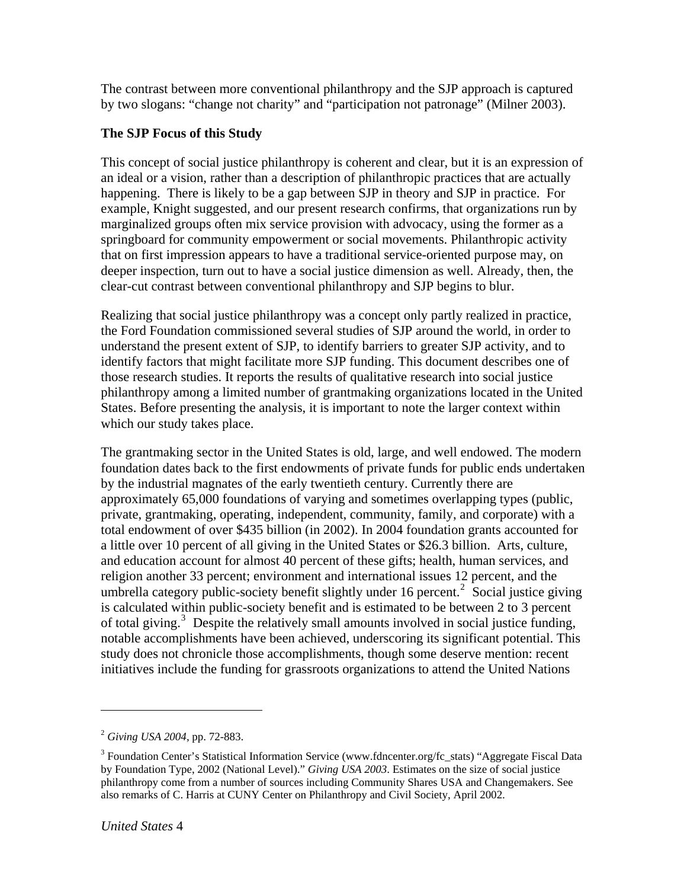The contrast between more conventional philanthropy and the SJP approach is captured by two slogans: "change not charity" and "participation not patronage" (Milner 2003).

**The SJP Focus of this Study**

This concept of social justice philanthropy is coherent and clear, but it is an expression of an ideal or a vision, rather than a description of philanthropic practices that are actually happening. There is likely to be a gap between SJP in theory and SJP in practice. For example, Knight suggested, and our present research confirms, that organizations run by marginalized groups often mix service provision with advocacy, using the former as a springboard for community empowerment or social movements. Philanthropic activity that on first impression appears to have a traditional service-oriented purpose may, on deeper inspection, turn out to have a social justice dimension as well. Already, then, the clear-cut contrast between conventional philanthropy and SJP begins to blur.

Realizing that social justice philanthropy was a concept only partly realized in practice, the Ford Foundation commissioned several studies of SJP around the world, in order to understand the present extent of SJP, to identify barriers to greater SJP activity, and to identify factors that might facilitate more SJP funding. This document describes one of those research studies. It reports the results of qualitative research into social justice philanthropy among a limited number of grantmaking organizations located in the United States. Before presenting the analysis, it is important to note the larger context within which our study takes place.

The grantmaking sector in the United States is old, large, and well endowed. The modern foundation dates back to the first endowments of private funds for public ends undertaken by the industrial magnates of the early twentieth century. Currently there are approximately 65,000 foundations of varying and sometimes overlapping types (public, private, grantmaking, operating, independent, community, family, and corporate) with a total endowment of over $435 billion (in 2002). In 2004 foundation grants accounted for a little over 10 percent of all giving in the United States or $26.3 billion. Arts, culture, and education account for almost 40 percent of these gifts; health, human services, and religion another 33 percent; environment and international issues 12 percent, and the umbrella category public-society benefit slightly under 16 percent.[2] Social justice giving is calculated within public-society benefit and is estimated to be between 2 to 3 percent of total giving.[3] Despite the relatively small amounts involved in social justice funding, notable accomplishments have been achieved, underscoring its significant potential. This study does not chronicle those accomplishments, though some deserve mention: recent initiatives include the funding for grassroots organizations to attend the United Nations

---

[2] *Giving USA 2004*, pp. 72-883.

[3] Foundation Center's Statistical Information Service (www.fdncenter.org/fc_stats) "Aggregate Fiscal Data by Foundation Type, 2002 (National Level)." *Giving USA 2003*. Estimates on the size of social justice philanthropy come from a number of sources including Community Shares USA and Changemakers. See also remarks of C. Harris at CUNY Center on Philanthropy and Civil Society, April 2002.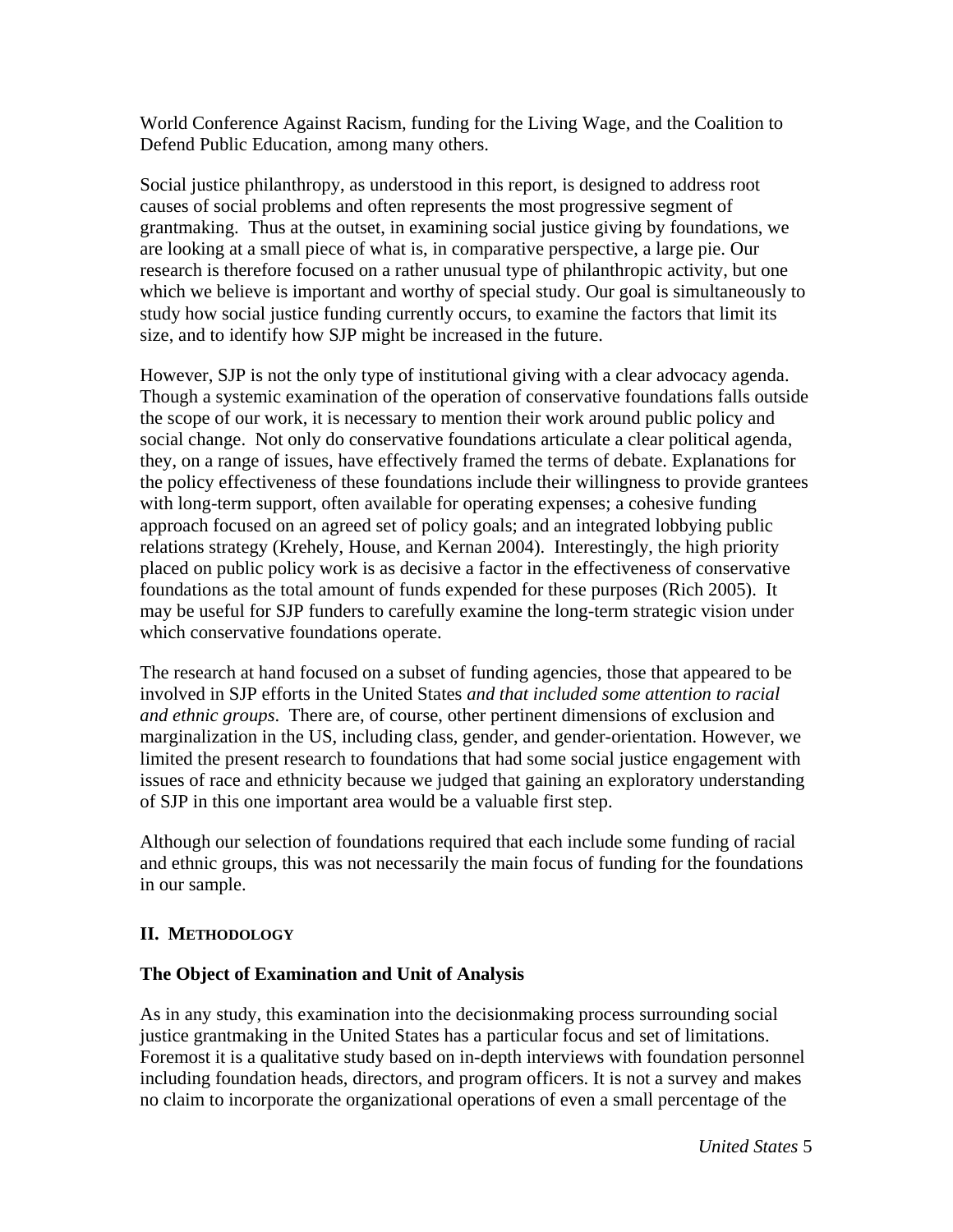World Conference Against Racism, funding for the Living Wage, and the Coalition to Defend Public Education, among many others.

Social justice philanthropy, as understood in this report, is designed to address root causes of social problems and often represents the most progressive segment of grantmaking. Thus at the outset, in examining social justice giving by foundations, we are looking at a small piece of what is, in comparative perspective, a large pie. Our research is therefore focused on a rather unusual type of philanthropic activity, but one which we believe is important and worthy of special study. Our goal is simultaneously to study how social justice funding currently occurs, to examine the factors that limit its size, and to identify how SJP might be increased in the future.

However, SJP is not the only type of institutional giving with a clear advocacy agenda. Though a systemic examination of the operation of conservative foundations falls outside the scope of our work, it is necessary to mention their work around public policy and social change. Not only do conservative foundations articulate a clear political agenda, they, on a range of issues, have effectively framed the terms of debate. Explanations for the policy effectiveness of these foundations include their willingness to provide grantees with long-term support, often available for operating expenses; a cohesive funding approach focused on an agreed set of policy goals; and an integrated lobbying public relations strategy (Krehely, House, and Kernan 2004). Interestingly, the high priority placed on public policy work is as decisive a factor in the effectiveness of conservative foundations as the total amount of funds expended for these purposes (Rich 2005). It may be useful for SJP funders to carefully examine the long-term strategic vision under which conservative foundations operate.

The research at hand focused on a subset of funding agencies, those that appeared to be involved in SJP efforts in the United States *and that included some attention to racial and ethnic groups*. There are, of course, other pertinent dimensions of exclusion and marginalization in the US, including class, gender, and gender-orientation. However, we limited the present research to foundations that had some social justice engagement with issues of race and ethnicity because we judged that gaining an exploratory understanding of SJP in this one important area would be a valuable first step.

Although our selection of foundations required that each include some funding of racial and ethnic groups, this was not necessarily the main focus of funding for the foundations in our sample.

## II. METHODOLOGY

### The Object of Examination and Unit of Analysis

As in any study, this examination into the decisionmaking process surrounding social justice grantmaking in the United States has a particular focus and set of limitations. Foremost it is a qualitative study based on in-depth interviews with foundation personnel including foundation heads, directors, and program officers. It is not a survey and makes no claim to incorporate the organizational operations of even a small percentage of the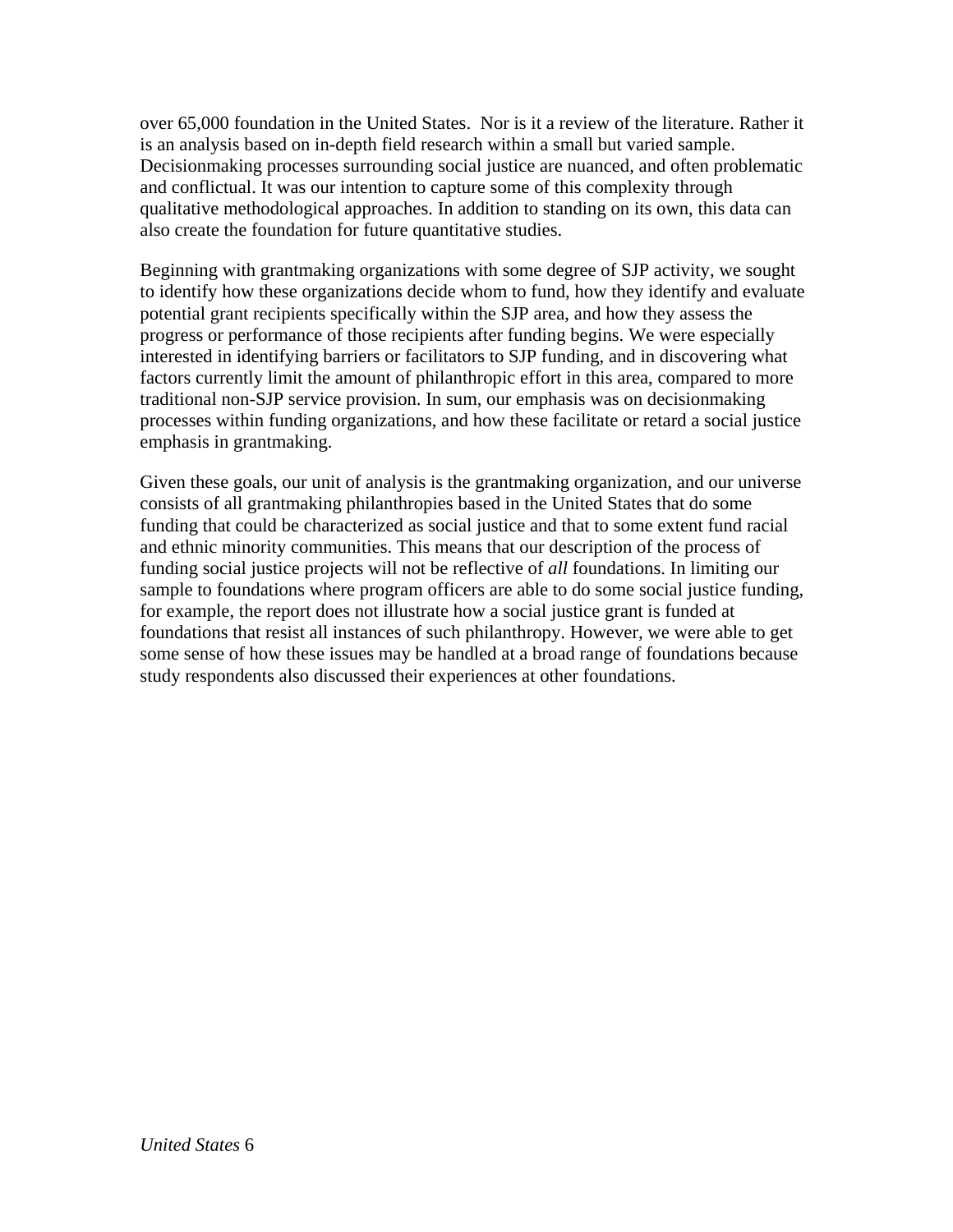over 65,000 foundation in the United States. Nor is it a review of the literature. Rather it is an analysis based on in-depth field research within a small but varied sample. Decisionmaking processes surrounding social justice are nuanced, and often problematic and conflictual. It was our intention to capture some of this complexity through qualitative methodological approaches. In addition to standing on its own, this data can also create the foundation for future quantitative studies.

Beginning with grantmaking organizations with some degree of SJP activity, we sought to identify how these organizations decide whom to fund, how they identify and evaluate potential grant recipients specifically within the SJP area, and how they assess the progress or performance of those recipients after funding begins. We were especially interested in identifying barriers or facilitators to SJP funding, and in discovering what factors currently limit the amount of philanthropic effort in this area, compared to more traditional non-SJP service provision. In sum, our emphasis was on decisionmaking processes within funding organizations, and how these facilitate or retard a social justice emphasis in grantmaking.

Given these goals, our unit of analysis is the grantmaking organization, and our universe consists of all grantmaking philanthropies based in the United States that do some funding that could be characterized as social justice and that to some extent fund racial and ethnic minority communities. This means that our description of the process of funding social justice projects will not be reflective of *all* foundations. In limiting our sample to foundations where program officers are able to do some social justice funding, for example, the report does not illustrate how a social justice grant is funded at foundations that resist all instances of such philanthropy. However, we were able to get some sense of how these issues may be handled at a broad range of foundations because study respondents also discussed their experiences at other foundations.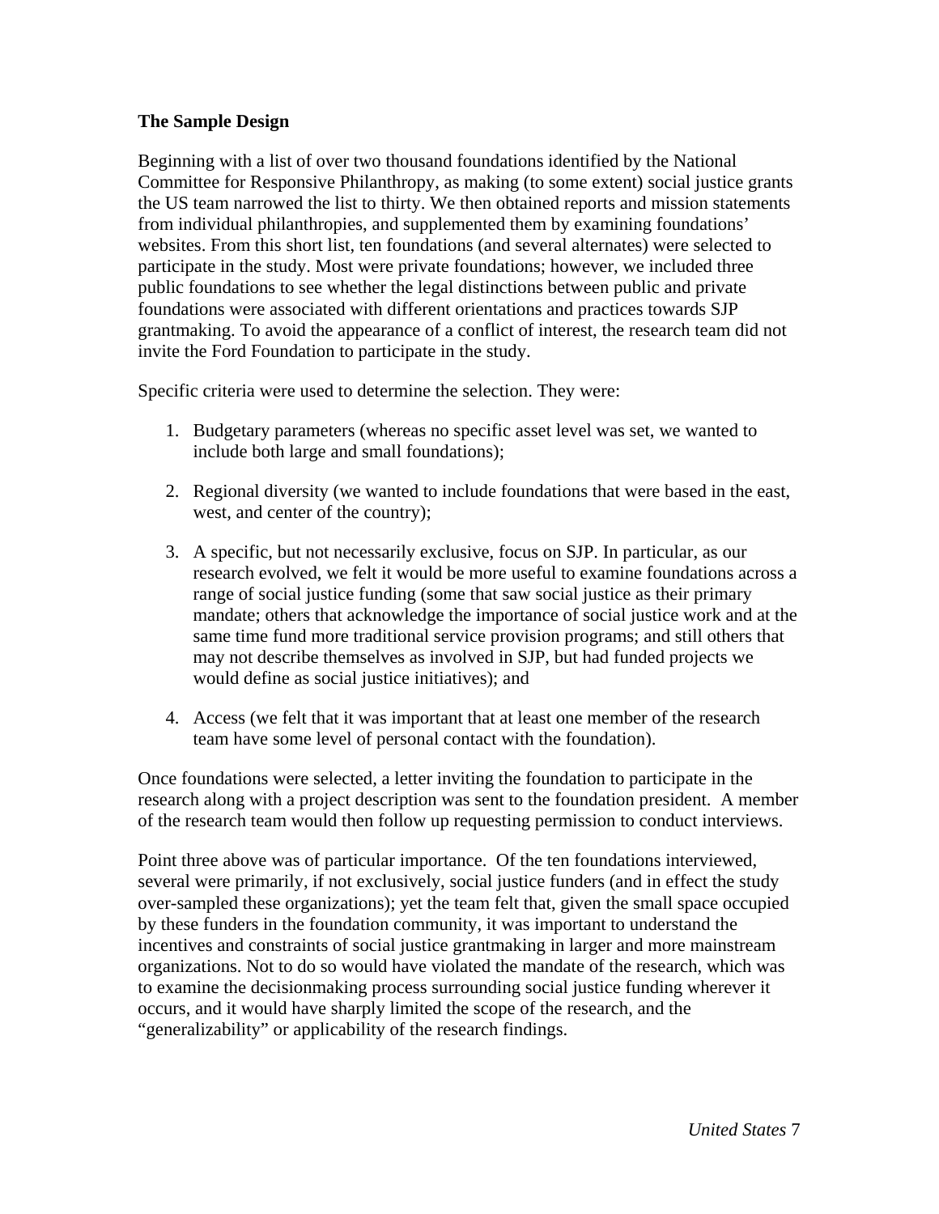**The Sample Design**

Beginning with a list of over two thousand foundations identified by the National Committee for Responsive Philanthropy, as making (to some extent) social justice grants the US team narrowed the list to thirty. We then obtained reports and mission statements from individual philanthropies, and supplemented them by examining foundations' websites. From this short list, ten foundations (and several alternates) were selected to participate in the study. Most were private foundations; however, we included three public foundations to see whether the legal distinctions between public and private foundations were associated with different orientations and practices towards SJP grantmaking. To avoid the appearance of a conflict of interest, the research team did not invite the Ford Foundation to participate in the study.

Specific criteria were used to determine the selection. They were:

1. Budgetary parameters (whereas no specific asset level was set, we wanted to include both large and small foundations);

2. Regional diversity (we wanted to include foundations that were based in the east, west, and center of the country);

3. A specific, but not necessarily exclusive, focus on SJP. In particular, as our research evolved, we felt it would be more useful to examine foundations across a range of social justice funding (some that saw social justice as their primary mandate; others that acknowledge the importance of social justice work and at the same time fund more traditional service provision programs; and still others that may not describe themselves as involved in SJP, but had funded projects we would define as social justice initiatives); and

4. Access (we felt that it was important that at least one member of the research team have some level of personal contact with the foundation).

Once foundations were selected, a letter inviting the foundation to participate in the research along with a project description was sent to the foundation president. A member of the research team would then follow up requesting permission to conduct interviews.

Point three above was of particular importance. Of the ten foundations interviewed, several were primarily, if not exclusively, social justice funders (and in effect the study over-sampled these organizations); yet the team felt that, given the small space occupied by these funders in the foundation community, it was important to understand the incentives and constraints of social justice grantmaking in larger and more mainstream organizations. Not to do so would have violated the mandate of the research, which was to examine the decisionmaking process surrounding social justice funding wherever it occurs, and it would have sharply limited the scope of the research, and the "generalizability" or applicability of the research findings.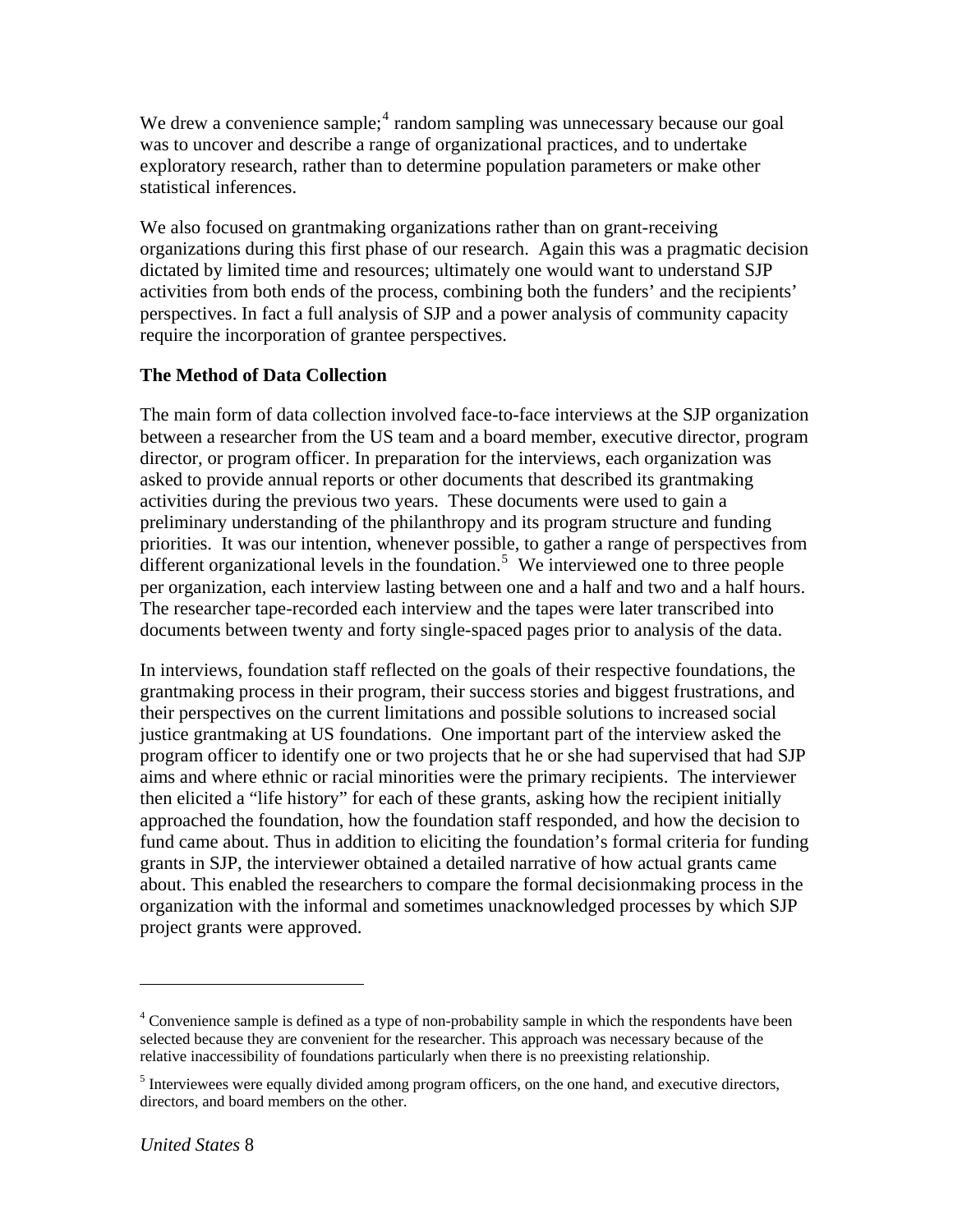We drew a convenience sample;[4] random sampling was unnecessary because our goal was to uncover and describe a range of organizational practices, and to undertake exploratory research, rather than to determine population parameters or make other statistical inferences.

We also focused on grantmaking organizations rather than on grant-receiving organizations during this first phase of our research. Again this was a pragmatic decision dictated by limited time and resources; ultimately one would want to understand SJP activities from both ends of the process, combining both the funders' and the recipients' perspectives. In fact a full analysis of SJP and a power analysis of community capacity require the incorporation of grantee perspectives.

**The Method of Data Collection**

The main form of data collection involved face-to-face interviews at the SJP organization between a researcher from the US team and a board member, executive director, program director, or program officer. In preparation for the interviews, each organization was asked to provide annual reports or other documents that described its grantmaking activities during the previous two years. These documents were used to gain a preliminary understanding of the philanthropy and its program structure and funding priorities. It was our intention, whenever possible, to gather a range of perspectives from different organizational levels in the foundation.[5] We interviewed one to three people per organization, each interview lasting between one and a half and two and a half hours. The researcher tape-recorded each interview and the tapes were later transcribed into documents between twenty and forty single-spaced pages prior to analysis of the data.

In interviews, foundation staff reflected on the goals of their respective foundations, the grantmaking process in their program, their success stories and biggest frustrations, and their perspectives on the current limitations and possible solutions to increased social justice grantmaking at US foundations. One important part of the interview asked the program officer to identify one or two projects that he or she had supervised that had SJP aims and where ethnic or racial minorities were the primary recipients. The interviewer then elicited a "life history" for each of these grants, asking how the recipient initially approached the foundation, how the foundation staff responded, and how the decision to fund came about. Thus in addition to eliciting the foundation's formal criteria for funding grants in SJP, the interviewer obtained a detailed narrative of how actual grants came about. This enabled the researchers to compare the formal decisionmaking process in the organization with the informal and sometimes unacknowledged processes by which SJP project grants were approved.

---

[4] Convenience sample is defined as a type of non-probability sample in which the respondents have been selected because they are convenient for the researcher. This approach was necessary because of the relative inaccessibility of foundations particularly when there is no preexisting relationship.

[5] Interviewees were equally divided among program officers, on the one hand, and executive directors, directors, and board members on the other.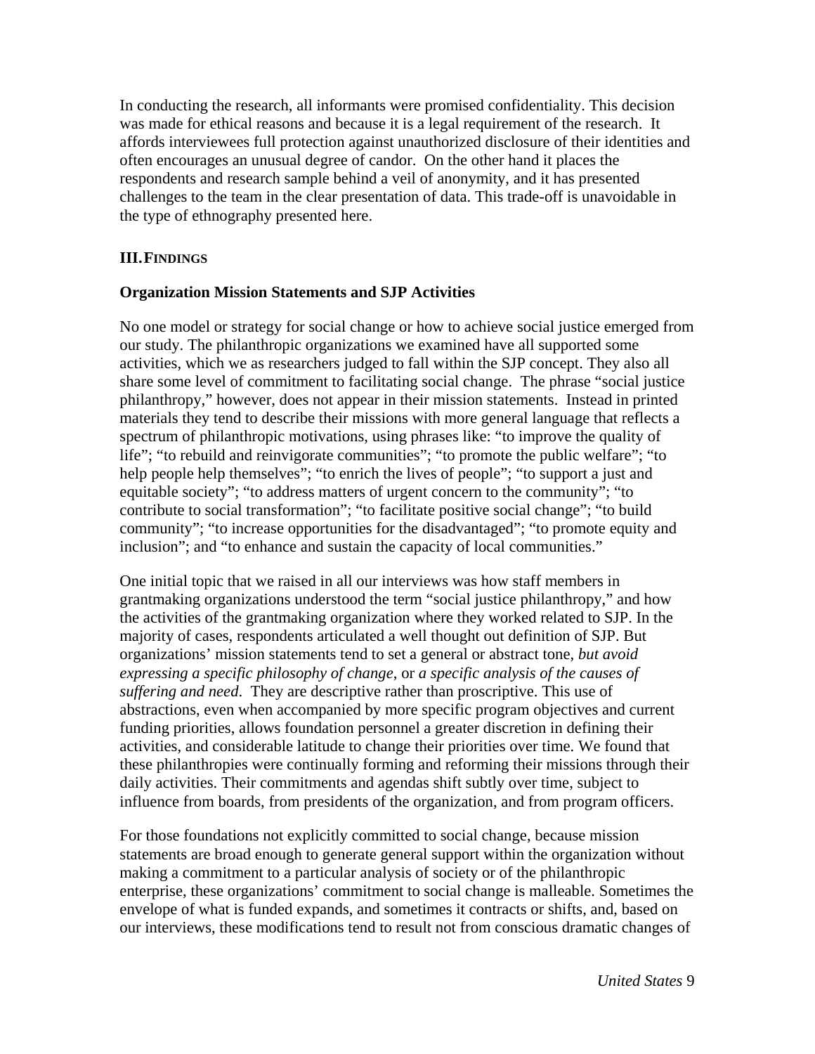In conducting the research, all informants were promised confidentiality. This decision was made for ethical reasons and because it is a legal requirement of the research. It affords interviewees full protection against unauthorized disclosure of their identities and often encourages an unusual degree of candor. On the other hand it places the respondents and research sample behind a veil of anonymity, and it has presented challenges to the team in the clear presentation of data. This trade-off is unavoidable in the type of ethnography presented here.

## III. FINDINGS

### Organization Mission Statements and SJP Activities

No one model or strategy for social change or how to achieve social justice emerged from our study. The philanthropic organizations we examined have all supported some activities, which we as researchers judged to fall within the SJP concept. They also all share some level of commitment to facilitating social change. The phrase "social justice philanthropy," however, does not appear in their mission statements. Instead in printed materials they tend to describe their missions with more general language that reflects a spectrum of philanthropic motivations, using phrases like: "to improve the quality of life"; "to rebuild and reinvigorate communities"; "to promote the public welfare"; "to help people help themselves"; "to enrich the lives of people"; "to support a just and equitable society"; "to address matters of urgent concern to the community"; "to contribute to social transformation"; "to facilitate positive social change"; "to build community"; "to increase opportunities for the disadvantaged"; "to promote equity and inclusion"; and "to enhance and sustain the capacity of local communities."

One initial topic that we raised in all our interviews was how staff members in grantmaking organizations understood the term "social justice philanthropy," and how the activities of the grantmaking organization where they worked related to SJP. In the majority of cases, respondents articulated a well thought out definition of SJP. But organizations' mission statements tend to set a general or abstract tone, *but avoid expressing a specific philosophy of change*, or *a specific analysis of the causes of suffering and need*. They are descriptive rather than proscriptive. This use of abstractions, even when accompanied by more specific program objectives and current funding priorities, allows foundation personnel a greater discretion in defining their activities, and considerable latitude to change their priorities over time. We found that these philanthropies were continually forming and reforming their missions through their daily activities. Their commitments and agendas shift subtly over time, subject to influence from boards, from presidents of the organization, and from program officers.

For those foundations not explicitly committed to social change, because mission statements are broad enough to generate general support within the organization without making a commitment to a particular analysis of society or of the philanthropic enterprise, these organizations' commitment to social change is malleable. Sometimes the envelope of what is funded expands, and sometimes it contracts or shifts, and, based on our interviews, these modifications tend to result not from conscious dramatic changes of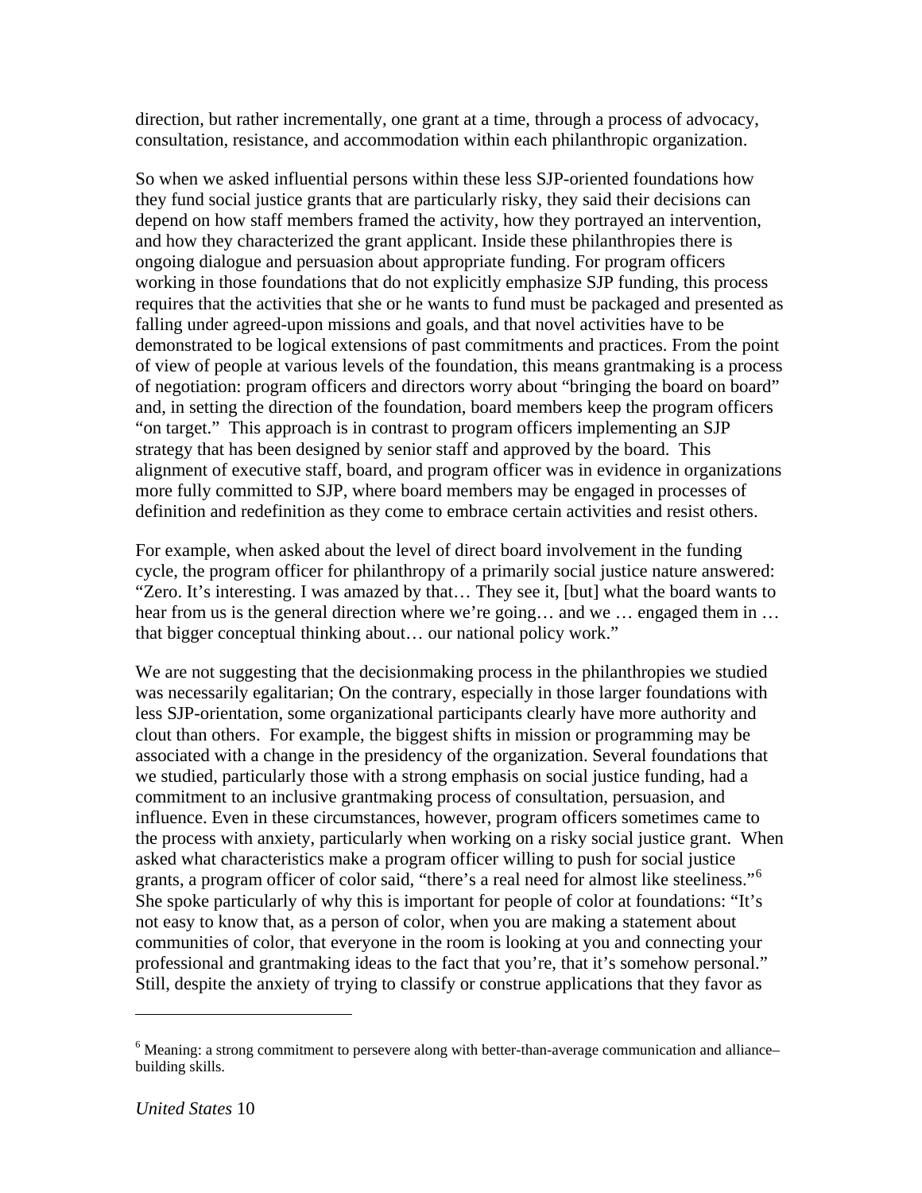direction, but rather incrementally, one grant at a time, through a process of advocacy, consultation, resistance, and accommodation within each philanthropic organization.

So when we asked influential persons within these less SJP-oriented foundations how they fund social justice grants that are particularly risky, they said their decisions can depend on how staff members framed the activity, how they portrayed an intervention, and how they characterized the grant applicant. Inside these philanthropies there is ongoing dialogue and persuasion about appropriate funding. For program officers working in those foundations that do not explicitly emphasize SJP funding, this process requires that the activities that she or he wants to fund must be packaged and presented as falling under agreed-upon missions and goals, and that novel activities have to be demonstrated to be logical extensions of past commitments and practices. From the point of view of people at various levels of the foundation, this means grantmaking is a process of negotiation: program officers and directors worry about "bringing the board on board" and, in setting the direction of the foundation, board members keep the program officers "on target." This approach is in contrast to program officers implementing an SJP strategy that has been designed by senior staff and approved by the board. This alignment of executive staff, board, and program officer was in evidence in organizations more fully committed to SJP, where board members may be engaged in processes of definition and redefinition as they come to embrace certain activities and resist others.

For example, when asked about the level of direct board involvement in the funding cycle, the program officer for philanthropy of a primarily social justice nature answered: "Zero. It's interesting. I was amazed by that… They see it, [but] what the board wants to hear from us is the general direction where we're going… and we … engaged them in … that bigger conceptual thinking about… our national policy work."

We are not suggesting that the decisionmaking process in the philanthropies we studied was necessarily egalitarian; On the contrary, especially in those larger foundations with less SJP-orientation, some organizational participants clearly have more authority and clout than others. For example, the biggest shifts in mission or programming may be associated with a change in the presidency of the organization. Several foundations that we studied, particularly those with a strong emphasis on social justice funding, had a commitment to an inclusive grantmaking process of consultation, persuasion, and influence. Even in these circumstances, however, program officers sometimes came to the process with anxiety, particularly when working on a risky social justice grant. When asked what characteristics make a program officer willing to push for social justice grants, a program officer of color said, "there's a real need for almost like steeliness."[6] She spoke particularly of why this is important for people of color at foundations: "It's not easy to know that, as a person of color, when you are making a statement about communities of color, that everyone in the room is looking at you and connecting your professional and grantmaking ideas to the fact that you're, that it's somehow personal." Still, despite the anxiety of trying to classify or construe applications that they favor as

[6] Meaning: a strong commitment to persevere along with better-than-average communication and alliance–building skills.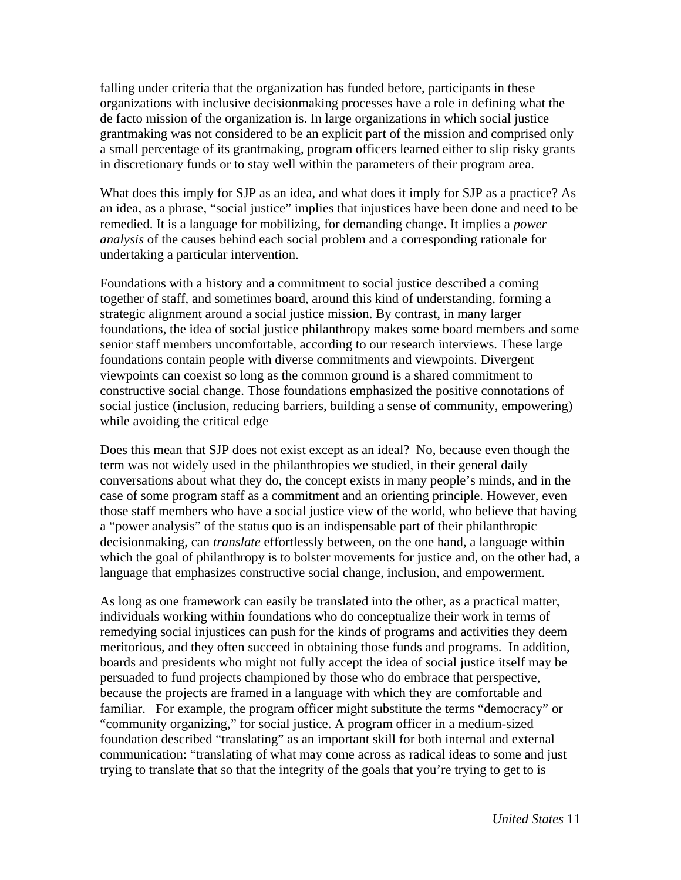falling under criteria that the organization has funded before, participants in these organizations with inclusive decisionmaking processes have a role in defining what the de facto mission of the organization is. In large organizations in which social justice grantmaking was not considered to be an explicit part of the mission and comprised only a small percentage of its grantmaking, program officers learned either to slip risky grants in discretionary funds or to stay well within the parameters of their program area.

What does this imply for SJP as an idea, and what does it imply for SJP as a practice? As an idea, as a phrase, "social justice" implies that injustices have been done and need to be remedied. It is a language for mobilizing, for demanding change. It implies a *power analysis* of the causes behind each social problem and a corresponding rationale for undertaking a particular intervention.

Foundations with a history and a commitment to social justice described a coming together of staff, and sometimes board, around this kind of understanding, forming a strategic alignment around a social justice mission. By contrast, in many larger foundations, the idea of social justice philanthropy makes some board members and some senior staff members uncomfortable, according to our research interviews. These large foundations contain people with diverse commitments and viewpoints. Divergent viewpoints can coexist so long as the common ground is a shared commitment to constructive social change. Those foundations emphasized the positive connotations of social justice (inclusion, reducing barriers, building a sense of community, empowering) while avoiding the critical edge

Does this mean that SJP does not exist except as an ideal? No, because even though the term was not widely used in the philanthropies we studied, in their general daily conversations about what they do, the concept exists in many people's minds, and in the case of some program staff as a commitment and an orienting principle. However, even those staff members who have a social justice view of the world, who believe that having a "power analysis" of the status quo is an indispensable part of their philanthropic decisionmaking, can *translate* effortlessly between, on the one hand, a language within which the goal of philanthropy is to bolster movements for justice and, on the other had, a language that emphasizes constructive social change, inclusion, and empowerment.

As long as one framework can easily be translated into the other, as a practical matter, individuals working within foundations who do conceptualize their work in terms of remedying social injustices can push for the kinds of programs and activities they deem meritorious, and they often succeed in obtaining those funds and programs. In addition, boards and presidents who might not fully accept the idea of social justice itself may be persuaded to fund projects championed by those who do embrace that perspective, because the projects are framed in a language with which they are comfortable and familiar. For example, the program officer might substitute the terms "democracy" or "community organizing," for social justice. A program officer in a medium-sized foundation described "translating" as an important skill for both internal and external communication: "translating of what may come across as radical ideas to some and just trying to translate that so that the integrity of the goals that you're trying to get to is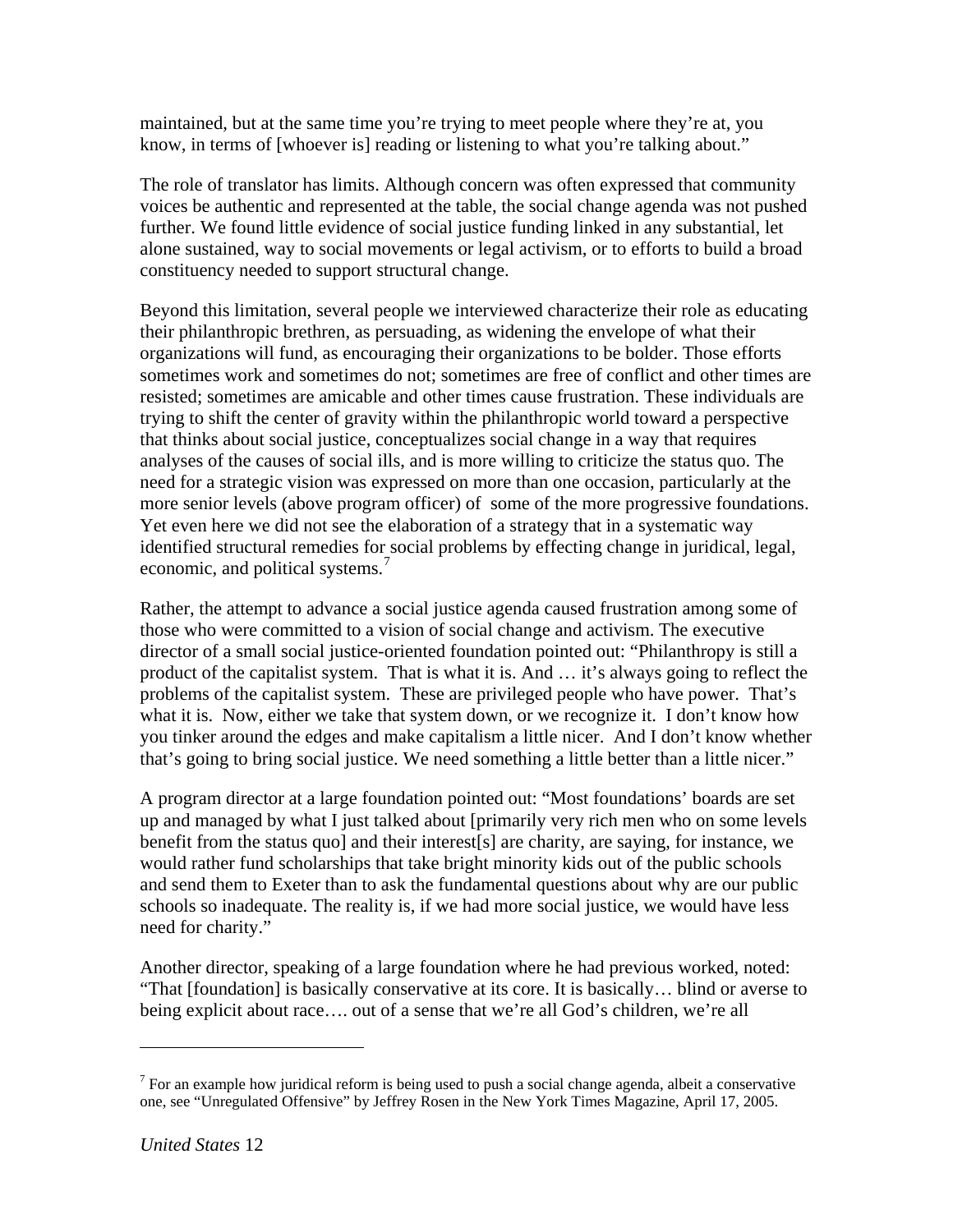maintained, but at the same time you're trying to meet people where they're at, you know, in terms of [whoever is] reading or listening to what you're talking about."

The role of translator has limits. Although concern was often expressed that community voices be authentic and represented at the table, the social change agenda was not pushed further. We found little evidence of social justice funding linked in any substantial, let alone sustained, way to social movements or legal activism, or to efforts to build a broad constituency needed to support structural change.

Beyond this limitation, several people we interviewed characterize their role as educating their philanthropic brethren, as persuading, as widening the envelope of what their organizations will fund, as encouraging their organizations to be bolder. Those efforts sometimes work and sometimes do not; sometimes are free of conflict and other times are resisted; sometimes are amicable and other times cause frustration. These individuals are trying to shift the center of gravity within the philanthropic world toward a perspective that thinks about social justice, conceptualizes social change in a way that requires analyses of the causes of social ills, and is more willing to criticize the status quo. The need for a strategic vision was expressed on more than one occasion, particularly at the more senior levels (above program officer) of some of the more progressive foundations. Yet even here we did not see the elaboration of a strategy that in a systematic way identified structural remedies for social problems by effecting change in juridical, legal, economic, and political systems.[7]

Rather, the attempt to advance a social justice agenda caused frustration among some of those who were committed to a vision of social change and activism. The executive director of a small social justice-oriented foundation pointed out: "Philanthropy is still a product of the capitalist system. That is what it is. And … it's always going to reflect the problems of the capitalist system. These are privileged people who have power. That's what it is. Now, either we take that system down, or we recognize it. I don't know how you tinker around the edges and make capitalism a little nicer. And I don't know whether that's going to bring social justice. We need something a little better than a little nicer."

A program director at a large foundation pointed out: "Most foundations' boards are set up and managed by what I just talked about [primarily very rich men who on some levels benefit from the status quo] and their interest[s] are charity, are saying, for instance, we would rather fund scholarships that take bright minority kids out of the public schools and send them to Exeter than to ask the fundamental questions about why are our public schools so inadequate. The reality is, if we had more social justice, we would have less need for charity."

Another director, speaking of a large foundation where he had previous worked, noted: "That [foundation] is basically conservative at its core. It is basically… blind or averse to being explicit about race…. out of a sense that we're all God's children, we're all

---

[7] For an example how juridical reform is being used to push a social change agenda, albeit a conservative one, see "Unregulated Offensive" by Jeffrey Rosen in the New York Times Magazine, April 17, 2005.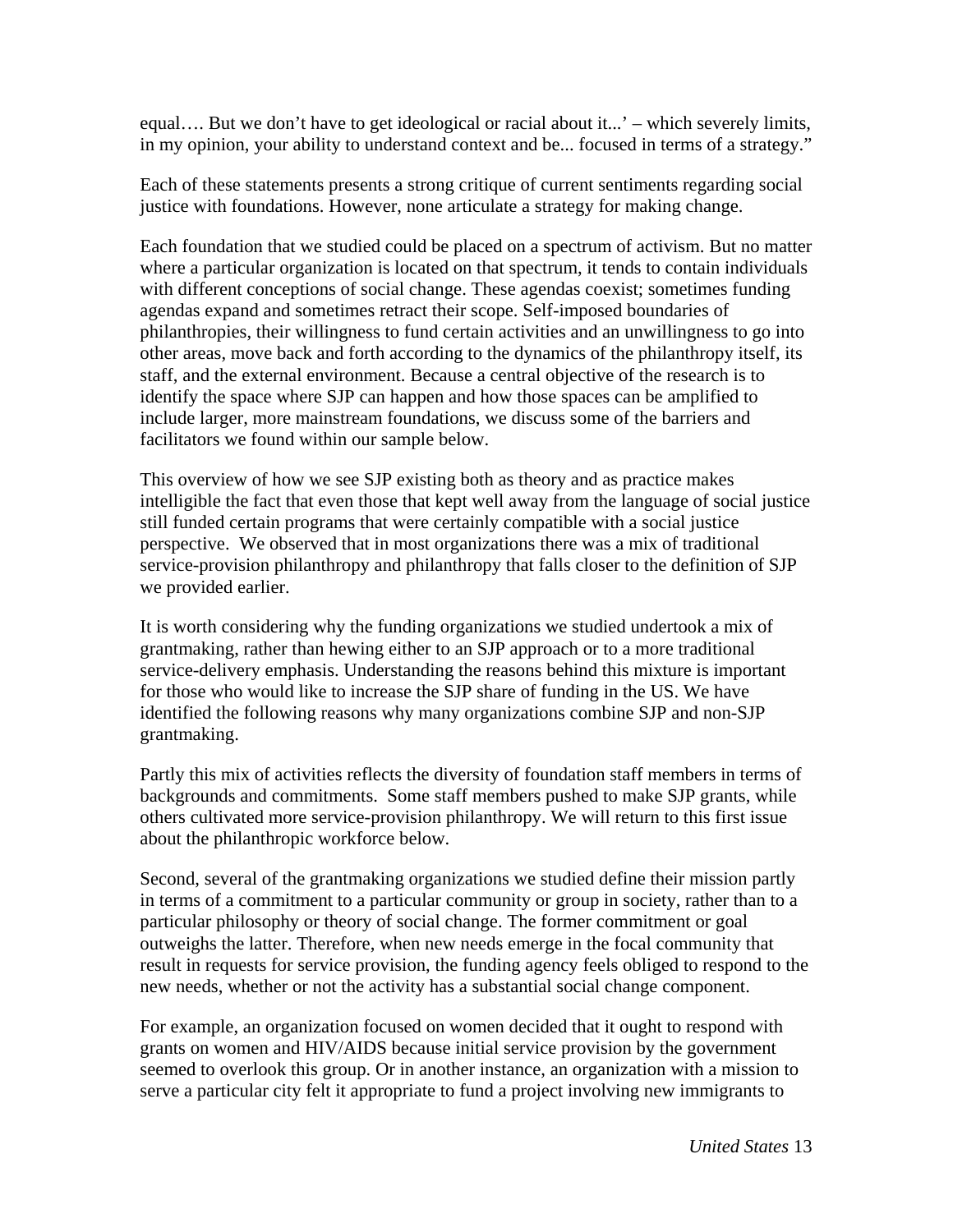equal…. But we don't have to get ideological or racial about it...' – which severely limits, in my opinion, your ability to understand context and be... focused in terms of a strategy."

Each of these statements presents a strong critique of current sentiments regarding social justice with foundations. However, none articulate a strategy for making change.

Each foundation that we studied could be placed on a spectrum of activism. But no matter where a particular organization is located on that spectrum, it tends to contain individuals with different conceptions of social change. These agendas coexist; sometimes funding agendas expand and sometimes retract their scope. Self-imposed boundaries of philanthropies, their willingness to fund certain activities and an unwillingness to go into other areas, move back and forth according to the dynamics of the philanthropy itself, its staff, and the external environment. Because a central objective of the research is to identify the space where SJP can happen and how those spaces can be amplified to include larger, more mainstream foundations, we discuss some of the barriers and facilitators we found within our sample below.

This overview of how we see SJP existing both as theory and as practice makes intelligible the fact that even those that kept well away from the language of social justice still funded certain programs that were certainly compatible with a social justice perspective. We observed that in most organizations there was a mix of traditional service-provision philanthropy and philanthropy that falls closer to the definition of SJP we provided earlier.

It is worth considering why the funding organizations we studied undertook a mix of grantmaking, rather than hewing either to an SJP approach or to a more traditional service-delivery emphasis. Understanding the reasons behind this mixture is important for those who would like to increase the SJP share of funding in the US. We have identified the following reasons why many organizations combine SJP and non-SJP grantmaking.

Partly this mix of activities reflects the diversity of foundation staff members in terms of backgrounds and commitments. Some staff members pushed to make SJP grants, while others cultivated more service-provision philanthropy. We will return to this first issue about the philanthropic workforce below.

Second, several of the grantmaking organizations we studied define their mission partly in terms of a commitment to a particular community or group in society, rather than to a particular philosophy or theory of social change. The former commitment or goal outweighs the latter. Therefore, when new needs emerge in the focal community that result in requests for service provision, the funding agency feels obliged to respond to the new needs, whether or not the activity has a substantial social change component.

For example, an organization focused on women decided that it ought to respond with grants on women and HIV/AIDS because initial service provision by the government seemed to overlook this group. Or in another instance, an organization with a mission to serve a particular city felt it appropriate to fund a project involving new immigrants to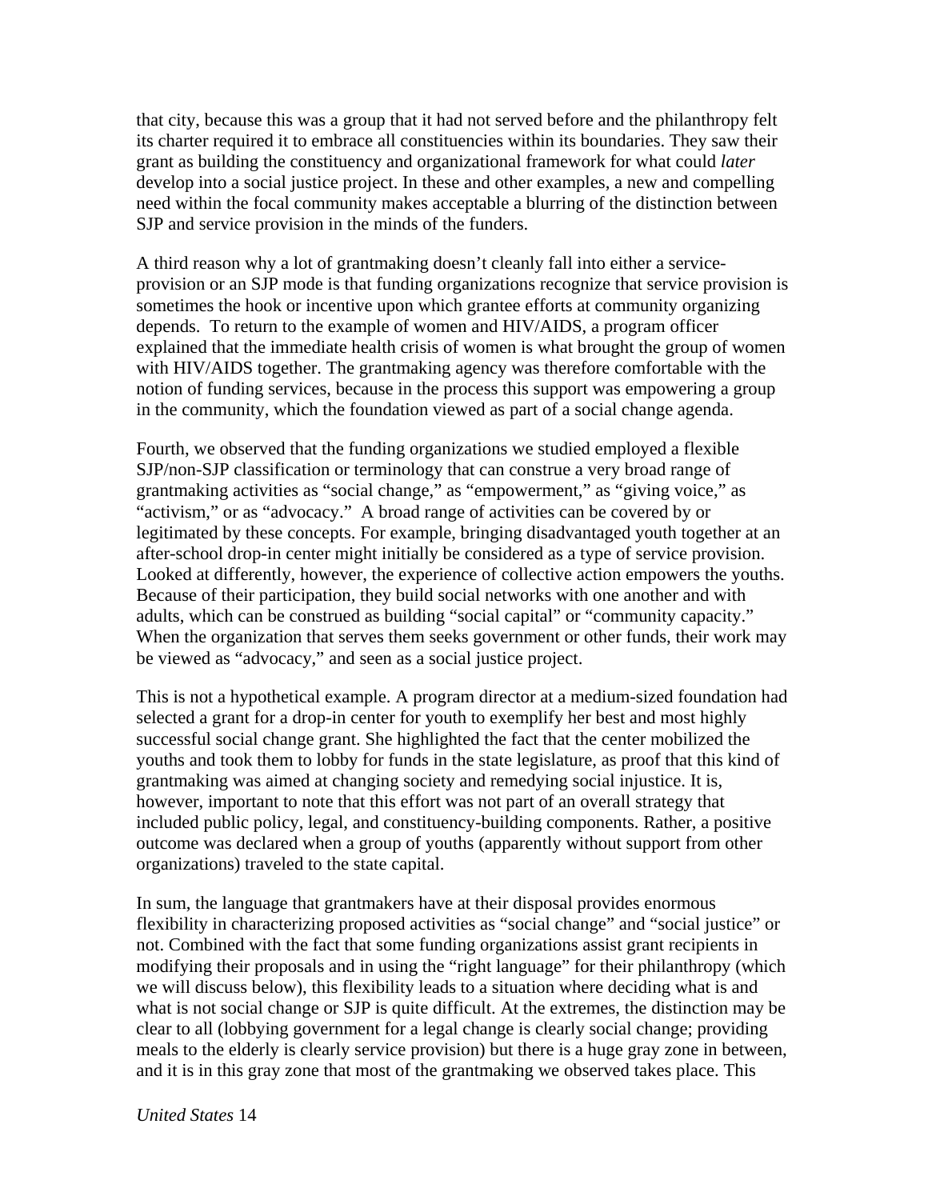that city, because this was a group that it had not served before and the philanthropy felt its charter required it to embrace all constituencies within its boundaries. They saw their grant as building the constituency and organizational framework for what could *later* develop into a social justice project. In these and other examples, a new and compelling need within the focal community makes acceptable a blurring of the distinction between SJP and service provision in the minds of the funders.

A third reason why a lot of grantmaking doesn't cleanly fall into either a service-provision or an SJP mode is that funding organizations recognize that service provision is sometimes the hook or incentive upon which grantee efforts at community organizing depends. To return to the example of women and HIV/AIDS, a program officer explained that the immediate health crisis of women is what brought the group of women with HIV/AIDS together. The grantmaking agency was therefore comfortable with the notion of funding services, because in the process this support was empowering a group in the community, which the foundation viewed as part of a social change agenda.

Fourth, we observed that the funding organizations we studied employed a flexible SJP/non-SJP classification or terminology that can construe a very broad range of grantmaking activities as "social change," as "empowerment," as "giving voice," as "activism," or as "advocacy." A broad range of activities can be covered by or legitimated by these concepts. For example, bringing disadvantaged youth together at an after-school drop-in center might initially be considered as a type of service provision. Looked at differently, however, the experience of collective action empowers the youths. Because of their participation, they build social networks with one another and with adults, which can be construed as building "social capital" or "community capacity." When the organization that serves them seeks government or other funds, their work may be viewed as "advocacy," and seen as a social justice project.

This is not a hypothetical example. A program director at a medium-sized foundation had selected a grant for a drop-in center for youth to exemplify her best and most highly successful social change grant. She highlighted the fact that the center mobilized the youths and took them to lobby for funds in the state legislature, as proof that this kind of grantmaking was aimed at changing society and remedying social injustice. It is, however, important to note that this effort was not part of an overall strategy that included public policy, legal, and constituency-building components. Rather, a positive outcome was declared when a group of youths (apparently without support from other organizations) traveled to the state capital.

In sum, the language that grantmakers have at their disposal provides enormous flexibility in characterizing proposed activities as "social change" and "social justice" or not. Combined with the fact that some funding organizations assist grant recipients in modifying their proposals and in using the "right language" for their philanthropy (which we will discuss below), this flexibility leads to a situation where deciding what is and what is not social change or SJP is quite difficult. At the extremes, the distinction may be clear to all (lobbying government for a legal change is clearly social change; providing meals to the elderly is clearly service provision) but there is a huge gray zone in between, and it is in this gray zone that most of the grantmaking we observed takes place. This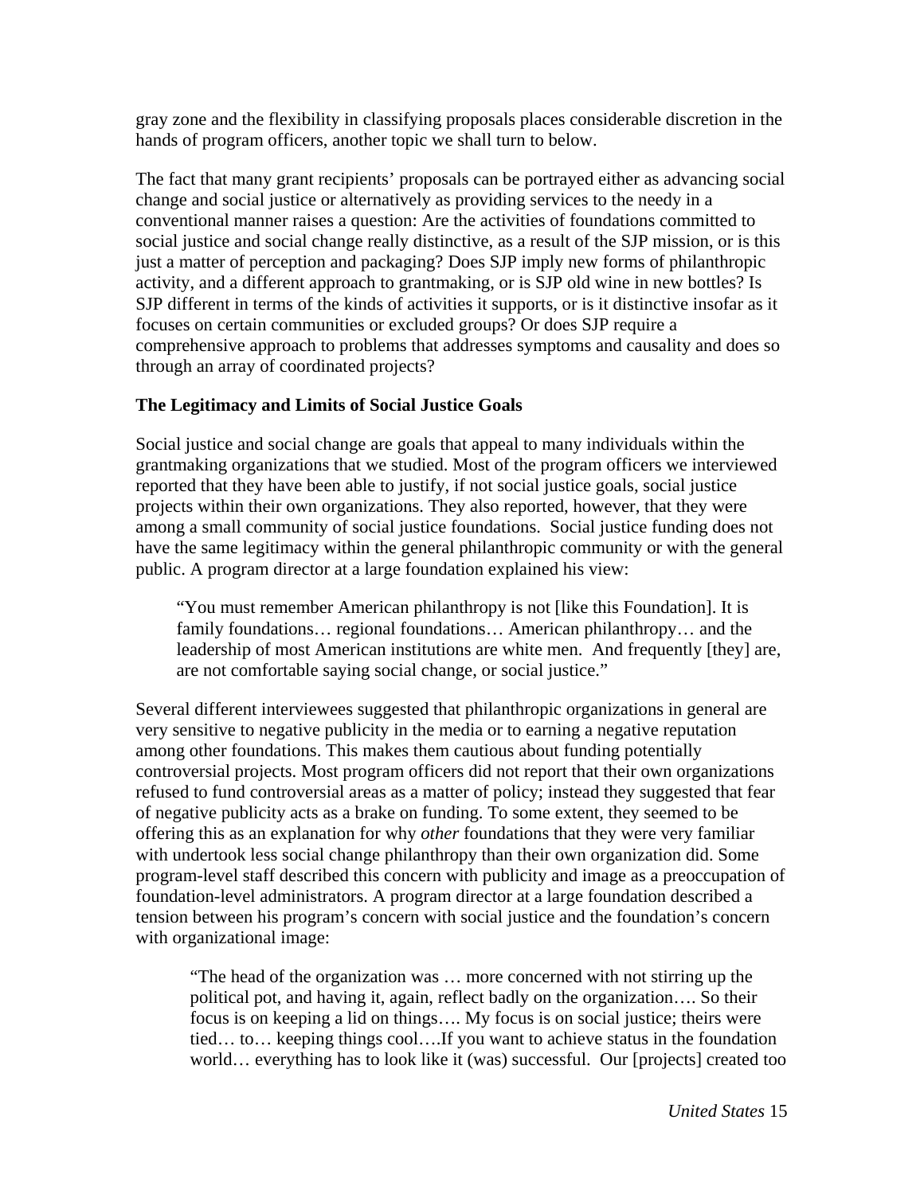gray zone and the flexibility in classifying proposals places considerable discretion in the hands of program officers, another topic we shall turn to below.

The fact that many grant recipients' proposals can be portrayed either as advancing social change and social justice or alternatively as providing services to the needy in a conventional manner raises a question: Are the activities of foundations committed to social justice and social change really distinctive, as a result of the SJP mission, or is this just a matter of perception and packaging? Does SJP imply new forms of philanthropic activity, and a different approach to grantmaking, or is SJP old wine in new bottles? Is SJP different in terms of the kinds of activities it supports, or is it distinctive insofar as it focuses on certain communities or excluded groups? Or does SJP require a comprehensive approach to problems that addresses symptoms and causality and does so through an array of coordinated projects?

**The Legitimacy and Limits of Social Justice Goals**

Social justice and social change are goals that appeal to many individuals within the grantmaking organizations that we studied. Most of the program officers we interviewed reported that they have been able to justify, if not social justice goals, social justice projects within their own organizations. They also reported, however, that they were among a small community of social justice foundations. Social justice funding does not have the same legitimacy within the general philanthropic community or with the general public. A program director at a large foundation explained his view:

> "You must remember American philanthropy is not [like this Foundation]. It is family foundations… regional foundations… American philanthropy… and the leadership of most American institutions are white men. And frequently [they] are, are not comfortable saying social change, or social justice."

Several different interviewees suggested that philanthropic organizations in general are very sensitive to negative publicity in the media or to earning a negative reputation among other foundations. This makes them cautious about funding potentially controversial projects. Most program officers did not report that their own organizations refused to fund controversial areas as a matter of policy; instead they suggested that fear of negative publicity acts as a brake on funding. To some extent, they seemed to be offering this as an explanation for why *other* foundations that they were very familiar with undertook less social change philanthropy than their own organization did. Some program-level staff described this concern with publicity and image as a preoccupation of foundation-level administrators. A program director at a large foundation described a tension between his program's concern with social justice and the foundation's concern with organizational image:

> "The head of the organization was … more concerned with not stirring up the political pot, and having it, again, reflect badly on the organization…. So their focus is on keeping a lid on things…. My focus is on social justice; theirs were tied… to… keeping things cool….If you want to achieve status in the foundation world… everything has to look like it (was) successful. Our [projects] created too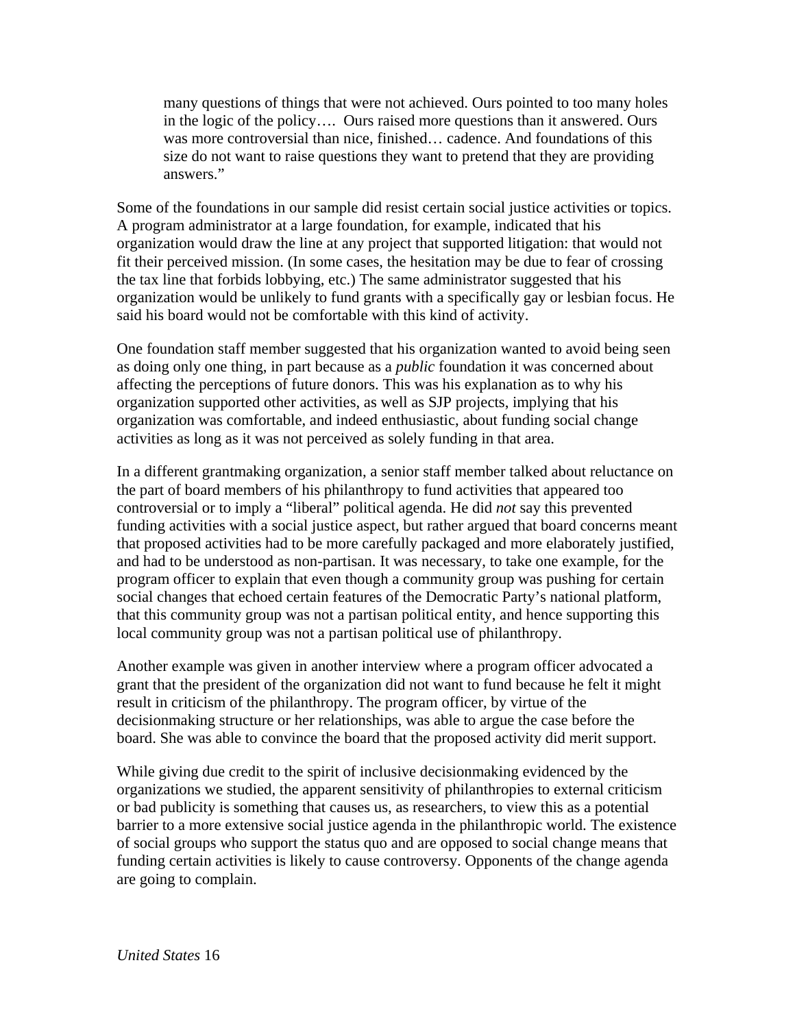> many questions of things that were not achieved. Ours pointed to too many holes in the logic of the policy…. Ours raised more questions than it answered. Ours was more controversial than nice, finished… cadence. And foundations of this size do not want to raise questions they want to pretend that they are providing answers."

Some of the foundations in our sample did resist certain social justice activities or topics. A program administrator at a large foundation, for example, indicated that his organization would draw the line at any project that supported litigation: that would not fit their perceived mission. (In some cases, the hesitation may be due to fear of crossing the tax line that forbids lobbying, etc.) The same administrator suggested that his organization would be unlikely to fund grants with a specifically gay or lesbian focus. He said his board would not be comfortable with this kind of activity.

One foundation staff member suggested that his organization wanted to avoid being seen as doing only one thing, in part because as a *public* foundation it was concerned about affecting the perceptions of future donors. This was his explanation as to why his organization supported other activities, as well as SJP projects, implying that his organization was comfortable, and indeed enthusiastic, about funding social change activities as long as it was not perceived as solely funding in that area.

In a different grantmaking organization, a senior staff member talked about reluctance on the part of board members of his philanthropy to fund activities that appeared too controversial or to imply a "liberal" political agenda. He did *not* say this prevented funding activities with a social justice aspect, but rather argued that board concerns meant that proposed activities had to be more carefully packaged and more elaborately justified, and had to be understood as non-partisan. It was necessary, to take one example, for the program officer to explain that even though a community group was pushing for certain social changes that echoed certain features of the Democratic Party's national platform, that this community group was not a partisan political entity, and hence supporting this local community group was not a partisan political use of philanthropy.

Another example was given in another interview where a program officer advocated a grant that the president of the organization did not want to fund because he felt it might result in criticism of the philanthropy. The program officer, by virtue of the decisionmaking structure or her relationships, was able to argue the case before the board. She was able to convince the board that the proposed activity did merit support.

While giving due credit to the spirit of inclusive decisionmaking evidenced by the organizations we studied, the apparent sensitivity of philanthropies to external criticism or bad publicity is something that causes us, as researchers, to view this as a potential barrier to a more extensive social justice agenda in the philanthropic world. The existence of social groups who support the status quo and are opposed to social change means that funding certain activities is likely to cause controversy. Opponents of the change agenda are going to complain.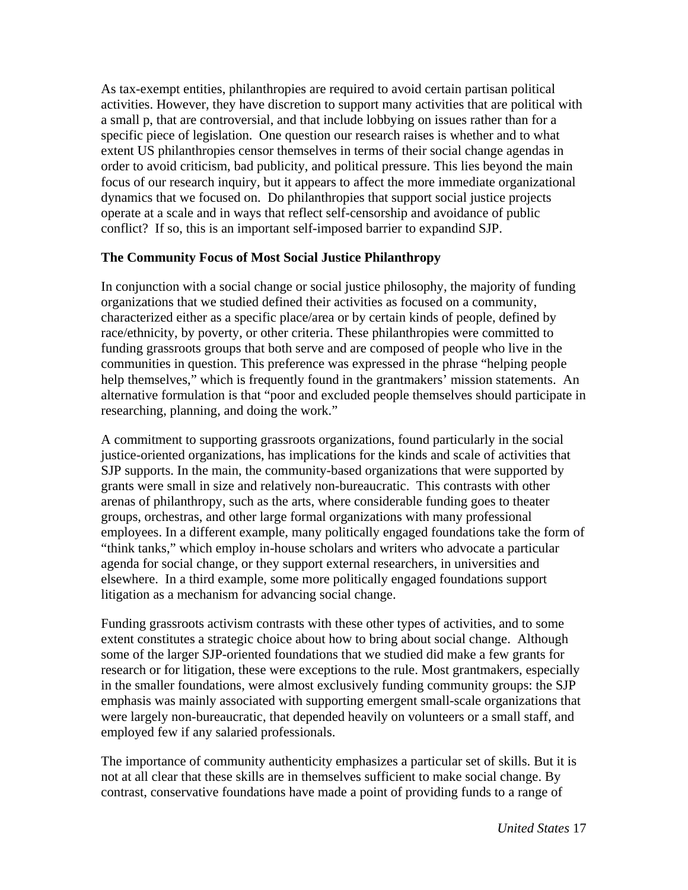As tax-exempt entities, philanthropies are required to avoid certain partisan political activities. However, they have discretion to support many activities that are political with a small p, that are controversial, and that include lobbying on issues rather than for a specific piece of legislation. One question our research raises is whether and to what extent US philanthropies censor themselves in terms of their social change agendas in order to avoid criticism, bad publicity, and political pressure. This lies beyond the main focus of our research inquiry, but it appears to affect the more immediate organizational dynamics that we focused on. Do philanthropies that support social justice projects operate at a scale and in ways that reflect self-censorship and avoidance of public conflict? If so, this is an important self-imposed barrier to expandind SJP.

**The Community Focus of Most Social Justice Philanthropy**

In conjunction with a social change or social justice philosophy, the majority of funding organizations that we studied defined their activities as focused on a community, characterized either as a specific place/area or by certain kinds of people, defined by race/ethnicity, by poverty, or other criteria. These philanthropies were committed to funding grassroots groups that both serve and are composed of people who live in the communities in question. This preference was expressed in the phrase "helping people help themselves," which is frequently found in the grantmakers' mission statements. An alternative formulation is that "poor and excluded people themselves should participate in researching, planning, and doing the work."

A commitment to supporting grassroots organizations, found particularly in the social justice-oriented organizations, has implications for the kinds and scale of activities that SJP supports. In the main, the community-based organizations that were supported by grants were small in size and relatively non-bureaucratic. This contrasts with other arenas of philanthropy, such as the arts, where considerable funding goes to theater groups, orchestras, and other large formal organizations with many professional employees. In a different example, many politically engaged foundations take the form of "think tanks," which employ in-house scholars and writers who advocate a particular agenda for social change, or they support external researchers, in universities and elsewhere. In a third example, some more politically engaged foundations support litigation as a mechanism for advancing social change.

Funding grassroots activism contrasts with these other types of activities, and to some extent constitutes a strategic choice about how to bring about social change. Although some of the larger SJP-oriented foundations that we studied did make a few grants for research or for litigation, these were exceptions to the rule. Most grantmakers, especially in the smaller foundations, were almost exclusively funding community groups: the SJP emphasis was mainly associated with supporting emergent small-scale organizations that were largely non-bureaucratic, that depended heavily on volunteers or a small staff, and employed few if any salaried professionals.

The importance of community authenticity emphasizes a particular set of skills. But it is not at all clear that these skills are in themselves sufficient to make social change. By contrast, conservative foundations have made a point of providing funds to a range of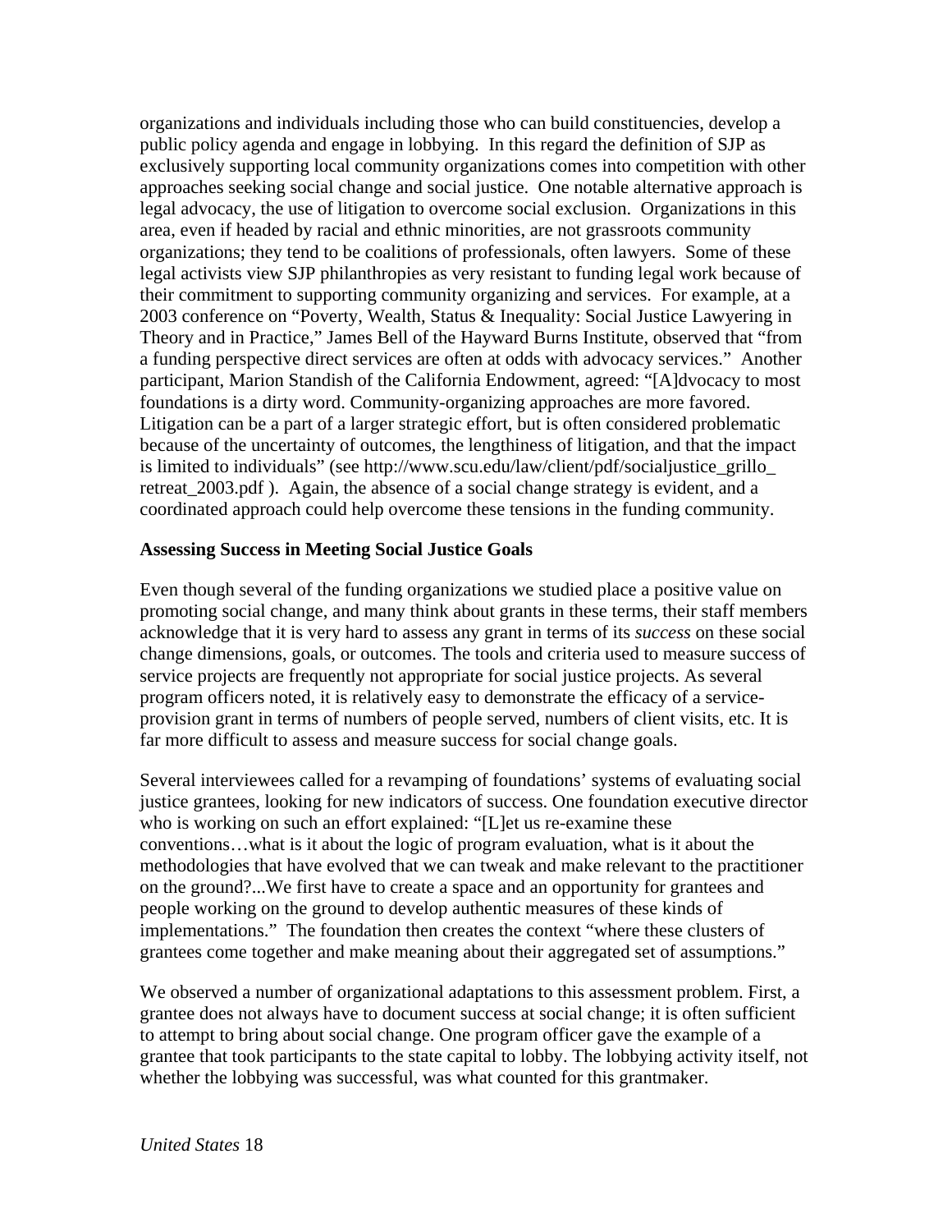organizations and individuals including those who can build constituencies, develop a public policy agenda and engage in lobbying. In this regard the definition of SJP as exclusively supporting local community organizations comes into competition with other approaches seeking social change and social justice. One notable alternative approach is legal advocacy, the use of litigation to overcome social exclusion. Organizations in this area, even if headed by racial and ethnic minorities, are not grassroots community organizations; they tend to be coalitions of professionals, often lawyers. Some of these legal activists view SJP philanthropies as very resistant to funding legal work because of their commitment to supporting community organizing and services. For example, at a 2003 conference on "Poverty, Wealth, Status & Inequality: Social Justice Lawyering in Theory and in Practice," James Bell of the Hayward Burns Institute, observed that "from a funding perspective direct services are often at odds with advocacy services." Another participant, Marion Standish of the California Endowment, agreed: "[A]dvocacy to most foundations is a dirty word. Community-organizing approaches are more favored. Litigation can be a part of a larger strategic effort, but is often considered problematic because of the uncertainty of outcomes, the lengthiness of litigation, and that the impact is limited to individuals" (see http://www.scu.edu/law/client/pdf/socialjustice_grillo_retreat_2003.pdf ). Again, the absence of a social change strategy is evident, and a coordinated approach could help overcome these tensions in the funding community.

**Assessing Success in Meeting Social Justice Goals**

Even though several of the funding organizations we studied place a positive value on promoting social change, and many think about grants in these terms, their staff members acknowledge that it is very hard to assess any grant in terms of its *success* on these social change dimensions, goals, or outcomes. The tools and criteria used to measure success of service projects are frequently not appropriate for social justice projects. As several program officers noted, it is relatively easy to demonstrate the efficacy of a service-provision grant in terms of numbers of people served, numbers of client visits, etc. It is far more difficult to assess and measure success for social change goals.

Several interviewees called for a revamping of foundations' systems of evaluating social justice grantees, looking for new indicators of success. One foundation executive director who is working on such an effort explained: "[L]et us re-examine these conventions…what is it about the logic of program evaluation, what is it about the methodologies that have evolved that we can tweak and make relevant to the practitioner on the ground?...We first have to create a space and an opportunity for grantees and people working on the ground to develop authentic measures of these kinds of implementations." The foundation then creates the context "where these clusters of grantees come together and make meaning about their aggregated set of assumptions."

We observed a number of organizational adaptations to this assessment problem. First, a grantee does not always have to document success at social change; it is often sufficient to attempt to bring about social change. One program officer gave the example of a grantee that took participants to the state capital to lobby. The lobbying activity itself, not whether the lobbying was successful, was what counted for this grantmaker.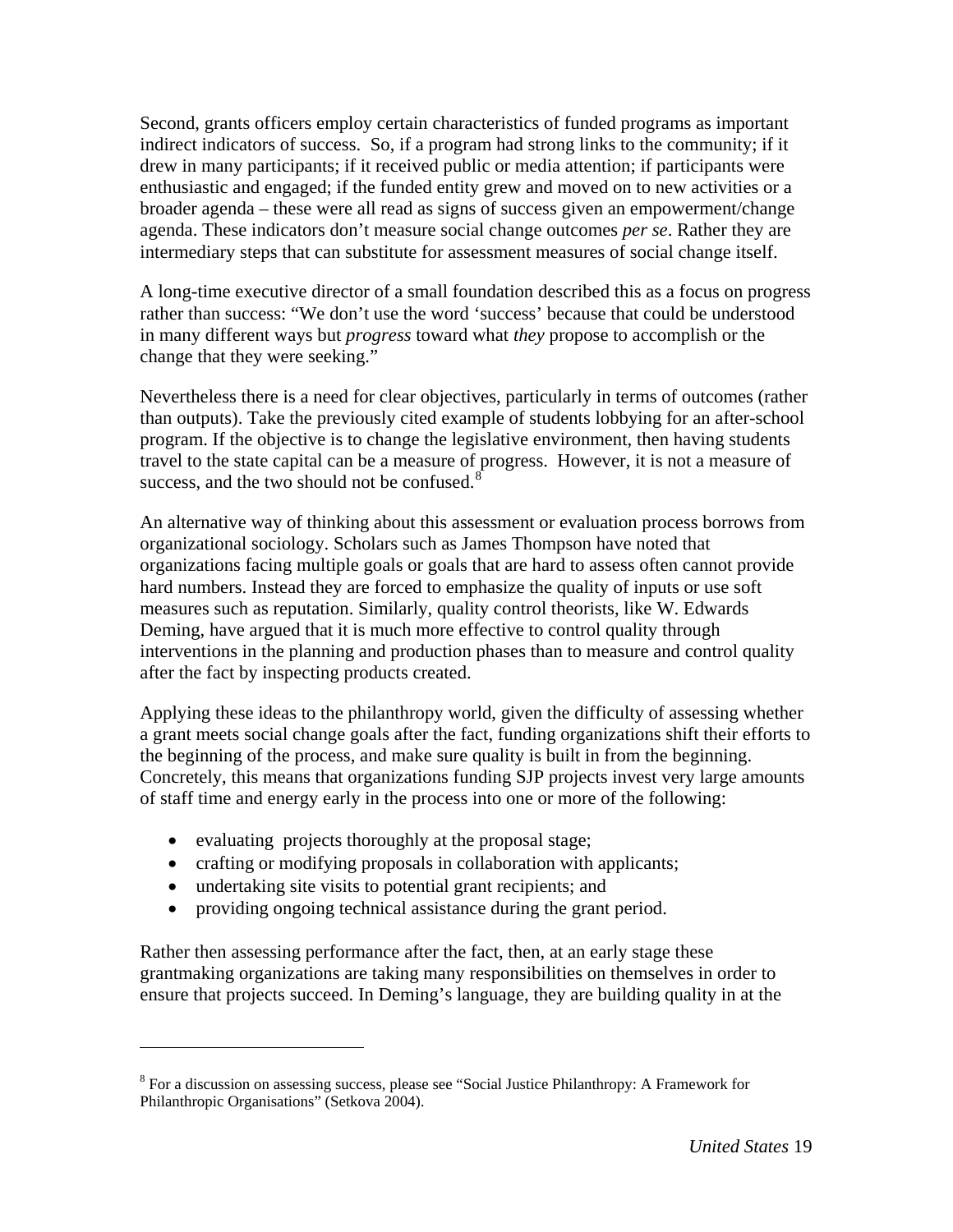Second, grants officers employ certain characteristics of funded programs as important indirect indicators of success. So, if a program had strong links to the community; if it drew in many participants; if it received public or media attention; if participants were enthusiastic and engaged; if the funded entity grew and moved on to new activities or a broader agenda – these were all read as signs of success given an empowerment/change agenda. These indicators don't measure social change outcomes *per se*. Rather they are intermediary steps that can substitute for assessment measures of social change itself.

A long-time executive director of a small foundation described this as a focus on progress rather than success: "We don't use the word 'success' because that could be understood in many different ways but *progress* toward what *they* propose to accomplish or the change that they were seeking."

Nevertheless there is a need for clear objectives, particularly in terms of outcomes (rather than outputs). Take the previously cited example of students lobbying for an after-school program. If the objective is to change the legislative environment, then having students travel to the state capital can be a measure of progress. However, it is not a measure of success, and the two should not be confused.[8]

An alternative way of thinking about this assessment or evaluation process borrows from organizational sociology. Scholars such as James Thompson have noted that organizations facing multiple goals or goals that are hard to assess often cannot provide hard numbers. Instead they are forced to emphasize the quality of inputs or use soft measures such as reputation. Similarly, quality control theorists, like W. Edwards Deming, have argued that it is much more effective to control quality through interventions in the planning and production phases than to measure and control quality after the fact by inspecting products created.

Applying these ideas to the philanthropy world, given the difficulty of assessing whether a grant meets social change goals after the fact, funding organizations shift their efforts to the beginning of the process, and make sure quality is built in from the beginning. Concretely, this means that organizations funding SJP projects invest very large amounts of staff time and energy early in the process into one or more of the following:

- evaluating projects thoroughly at the proposal stage;
- crafting or modifying proposals in collaboration with applicants;
- undertaking site visits to potential grant recipients; and
- providing ongoing technical assistance during the grant period.

Rather then assessing performance after the fact, then, at an early stage these grantmaking organizations are taking many responsibilities on themselves in order to ensure that projects succeed. In Deming's language, they are building quality in at the

---

[8] For a discussion on assessing success, please see "Social Justice Philanthropy: A Framework for Philanthropic Organisations" (Setkova 2004).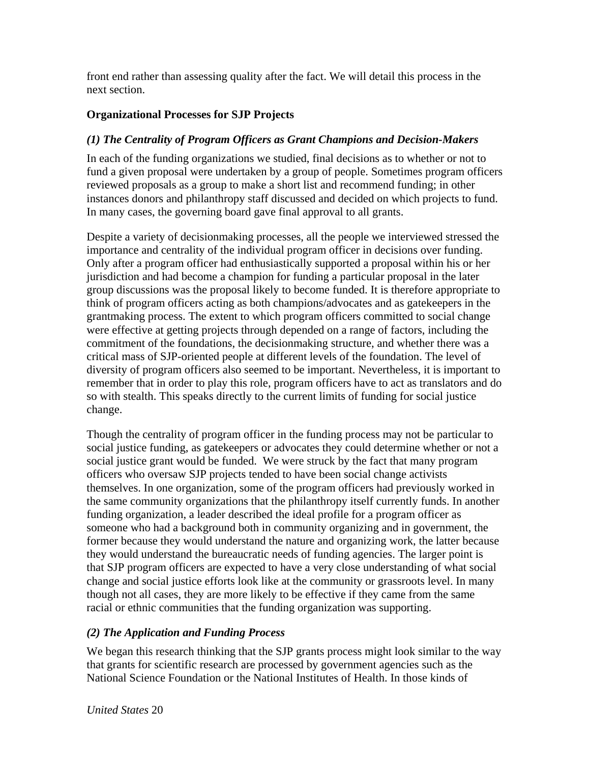front end rather than assessing quality after the fact. We will detail this process in the next section.

**Organizational Processes for SJP Projects**

***(1) The Centrality of Program Officers as Grant Champions and Decision-Makers***

In each of the funding organizations we studied, final decisions as to whether or not to fund a given proposal were undertaken by a group of people. Sometimes program officers reviewed proposals as a group to make a short list and recommend funding; in other instances donors and philanthropy staff discussed and decided on which projects to fund. In many cases, the governing board gave final approval to all grants.

Despite a variety of decisionmaking processes, all the people we interviewed stressed the importance and centrality of the individual program officer in decisions over funding. Only after a program officer had enthusiastically supported a proposal within his or her jurisdiction and had become a champion for funding a particular proposal in the later group discussions was the proposal likely to become funded. It is therefore appropriate to think of program officers acting as both champions/advocates and as gatekeepers in the grantmaking process. The extent to which program officers committed to social change were effective at getting projects through depended on a range of factors, including the commitment of the foundations, the decisionmaking structure, and whether there was a critical mass of SJP-oriented people at different levels of the foundation. The level of diversity of program officers also seemed to be important. Nevertheless, it is important to remember that in order to play this role, program officers have to act as translators and do so with stealth. This speaks directly to the current limits of funding for social justice change.

Though the centrality of program officer in the funding process may not be particular to social justice funding, as gatekeepers or advocates they could determine whether or not a social justice grant would be funded. We were struck by the fact that many program officers who oversaw SJP projects tended to have been social change activists themselves. In one organization, some of the program officers had previously worked in the same community organizations that the philanthropy itself currently funds. In another funding organization, a leader described the ideal profile for a program officer as someone who had a background both in community organizing and in government, the former because they would understand the nature and organizing work, the latter because they would understand the bureaucratic needs of funding agencies. The larger point is that SJP program officers are expected to have a very close understanding of what social change and social justice efforts look like at the community or grassroots level. In many though not all cases, they are more likely to be effective if they came from the same racial or ethnic communities that the funding organization was supporting.

***(2) The Application and Funding Process***

We began this research thinking that the SJP grants process might look similar to the way that grants for scientific research are processed by government agencies such as the National Science Foundation or the National Institutes of Health. In those kinds of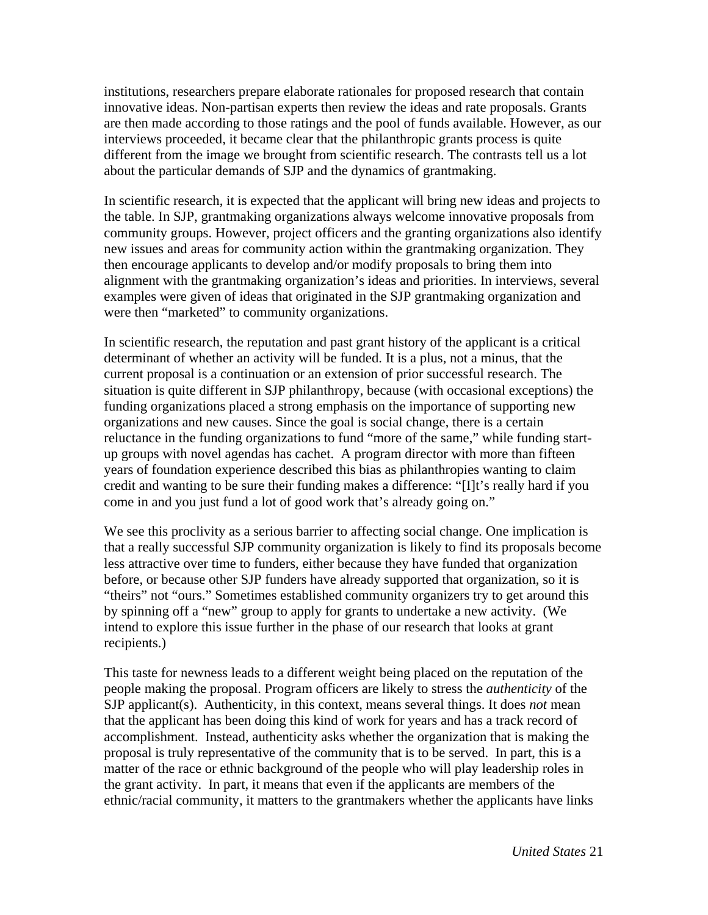institutions, researchers prepare elaborate rationales for proposed research that contain innovative ideas. Non-partisan experts then review the ideas and rate proposals. Grants are then made according to those ratings and the pool of funds available. However, as our interviews proceeded, it became clear that the philanthropic grants process is quite different from the image we brought from scientific research. The contrasts tell us a lot about the particular demands of SJP and the dynamics of grantmaking.

In scientific research, it is expected that the applicant will bring new ideas and projects to the table. In SJP, grantmaking organizations always welcome innovative proposals from community groups. However, project officers and the granting organizations also identify new issues and areas for community action within the grantmaking organization. They then encourage applicants to develop and/or modify proposals to bring them into alignment with the grantmaking organization's ideas and priorities. In interviews, several examples were given of ideas that originated in the SJP grantmaking organization and were then "marketed" to community organizations.

In scientific research, the reputation and past grant history of the applicant is a critical determinant of whether an activity will be funded. It is a plus, not a minus, that the current proposal is a continuation or an extension of prior successful research. The situation is quite different in SJP philanthropy, because (with occasional exceptions) the funding organizations placed a strong emphasis on the importance of supporting new organizations and new causes. Since the goal is social change, there is a certain reluctance in the funding organizations to fund "more of the same," while funding start-up groups with novel agendas has cachet. A program director with more than fifteen years of foundation experience described this bias as philanthropies wanting to claim credit and wanting to be sure their funding makes a difference: "[I]t's really hard if you come in and you just fund a lot of good work that's already going on."

We see this proclivity as a serious barrier to affecting social change. One implication is that a really successful SJP community organization is likely to find its proposals become less attractive over time to funders, either because they have funded that organization before, or because other SJP funders have already supported that organization, so it is "theirs" not "ours." Sometimes established community organizers try to get around this by spinning off a "new" group to apply for grants to undertake a new activity. (We intend to explore this issue further in the phase of our research that looks at grant recipients.)

This taste for newness leads to a different weight being placed on the reputation of the people making the proposal. Program officers are likely to stress the *authenticity* of the SJP applicant(s). Authenticity, in this context, means several things. It does *not* mean that the applicant has been doing this kind of work for years and has a track record of accomplishment. Instead, authenticity asks whether the organization that is making the proposal is truly representative of the community that is to be served. In part, this is a matter of the race or ethnic background of the people who will play leadership roles in the grant activity. In part, it means that even if the applicants are members of the ethnic/racial community, it matters to the grantmakers whether the applicants have links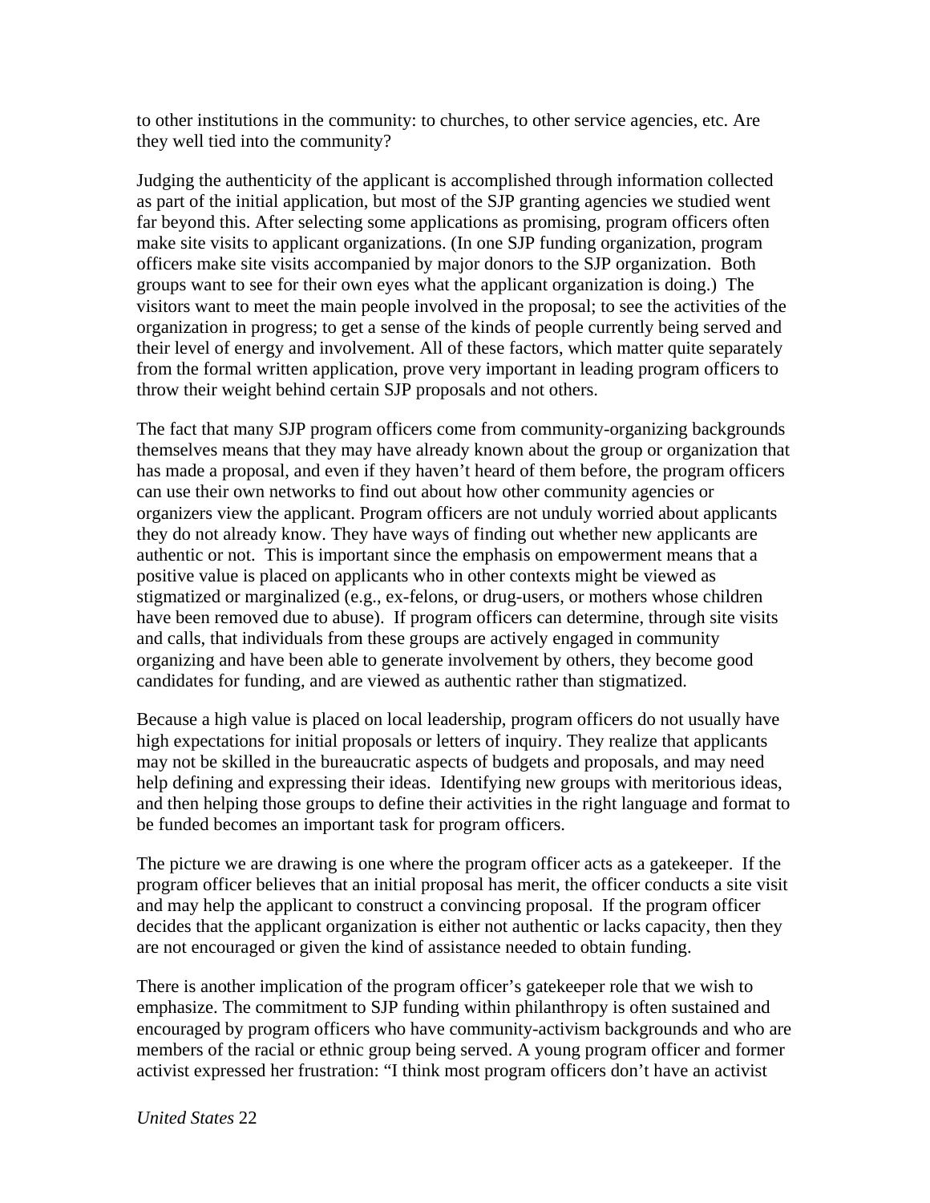to other institutions in the community: to churches, to other service agencies, etc. Are they well tied into the community?

Judging the authenticity of the applicant is accomplished through information collected as part of the initial application, but most of the SJP granting agencies we studied went far beyond this. After selecting some applications as promising, program officers often make site visits to applicant organizations. (In one SJP funding organization, program officers make site visits accompanied by major donors to the SJP organization. Both groups want to see for their own eyes what the applicant organization is doing.) The visitors want to meet the main people involved in the proposal; to see the activities of the organization in progress; to get a sense of the kinds of people currently being served and their level of energy and involvement. All of these factors, which matter quite separately from the formal written application, prove very important in leading program officers to throw their weight behind certain SJP proposals and not others.

The fact that many SJP program officers come from community-organizing backgrounds themselves means that they may have already known about the group or organization that has made a proposal, and even if they haven't heard of them before, the program officers can use their own networks to find out about how other community agencies or organizers view the applicant. Program officers are not unduly worried about applicants they do not already know. They have ways of finding out whether new applicants are authentic or not. This is important since the emphasis on empowerment means that a positive value is placed on applicants who in other contexts might be viewed as stigmatized or marginalized (e.g., ex-felons, or drug-users, or mothers whose children have been removed due to abuse). If program officers can determine, through site visits and calls, that individuals from these groups are actively engaged in community organizing and have been able to generate involvement by others, they become good candidates for funding, and are viewed as authentic rather than stigmatized.

Because a high value is placed on local leadership, program officers do not usually have high expectations for initial proposals or letters of inquiry. They realize that applicants may not be skilled in the bureaucratic aspects of budgets and proposals, and may need help defining and expressing their ideas. Identifying new groups with meritorious ideas, and then helping those groups to define their activities in the right language and format to be funded becomes an important task for program officers.

The picture we are drawing is one where the program officer acts as a gatekeeper. If the program officer believes that an initial proposal has merit, the officer conducts a site visit and may help the applicant to construct a convincing proposal. If the program officer decides that the applicant organization is either not authentic or lacks capacity, then they are not encouraged or given the kind of assistance needed to obtain funding.

There is another implication of the program officer's gatekeeper role that we wish to emphasize. The commitment to SJP funding within philanthropy is often sustained and encouraged by program officers who have community-activism backgrounds and who are members of the racial or ethnic group being served. A young program officer and former activist expressed her frustration: "I think most program officers don't have an activist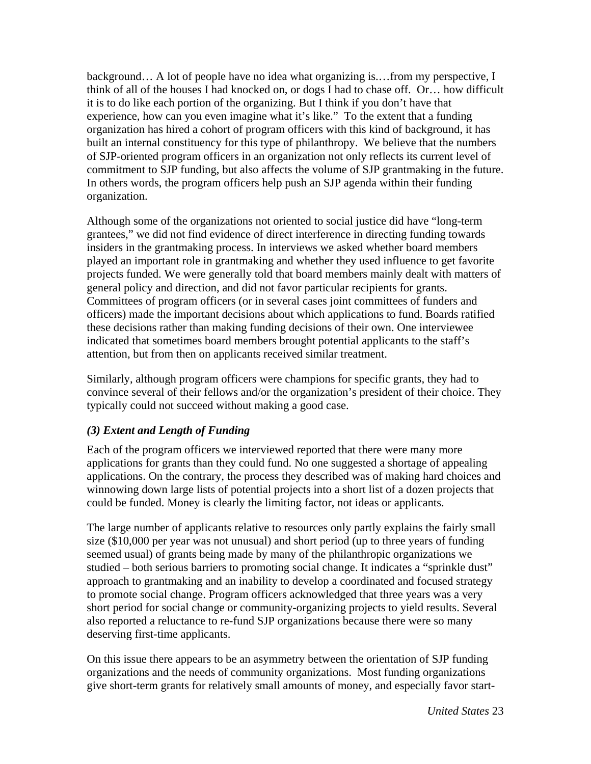background… A lot of people have no idea what organizing is.…from my perspective, I think of all of the houses I had knocked on, or dogs I had to chase off. Or… how difficult it is to do like each portion of the organizing. But I think if you don't have that experience, how can you even imagine what it's like." To the extent that a funding organization has hired a cohort of program officers with this kind of background, it has built an internal constituency for this type of philanthropy. We believe that the numbers of SJP-oriented program officers in an organization not only reflects its current level of commitment to SJP funding, but also affects the volume of SJP grantmaking in the future. In others words, the program officers help push an SJP agenda within their funding organization.

Although some of the organizations not oriented to social justice did have "long-term grantees," we did not find evidence of direct interference in directing funding towards insiders in the grantmaking process. In interviews we asked whether board members played an important role in grantmaking and whether they used influence to get favorite projects funded. We were generally told that board members mainly dealt with matters of general policy and direction, and did not favor particular recipients for grants. Committees of program officers (or in several cases joint committees of funders and officers) made the important decisions about which applications to fund. Boards ratified these decisions rather than making funding decisions of their own. One interviewee indicated that sometimes board members brought potential applicants to the staff's attention, but from then on applicants received similar treatment.

Similarly, although program officers were champions for specific grants, they had to convince several of their fellows and/or the organization's president of their choice. They typically could not succeed without making a good case.

### *(3) Extent and Length of Funding*

Each of the program officers we interviewed reported that there were many more applications for grants than they could fund. No one suggested a shortage of appealing applications. On the contrary, the process they described was of making hard choices and winnowing down large lists of potential projects into a short list of a dozen projects that could be funded. Money is clearly the limiting factor, not ideas or applicants.

The large number of applicants relative to resources only partly explains the fairly small size ($10,000 per year was not unusual) and short period (up to three years of funding seemed usual) of grants being made by many of the philanthropic organizations we studied – both serious barriers to promoting social change. It indicates a "sprinkle dust" approach to grantmaking and an inability to develop a coordinated and focused strategy to promote social change. Program officers acknowledged that three years was a very short period for social change or community-organizing projects to yield results. Several also reported a reluctance to re-fund SJP organizations because there were so many deserving first-time applicants.

On this issue there appears to be an asymmetry between the orientation of SJP funding organizations and the needs of community organizations. Most funding organizations give short-term grants for relatively small amounts of money, and especially favor start-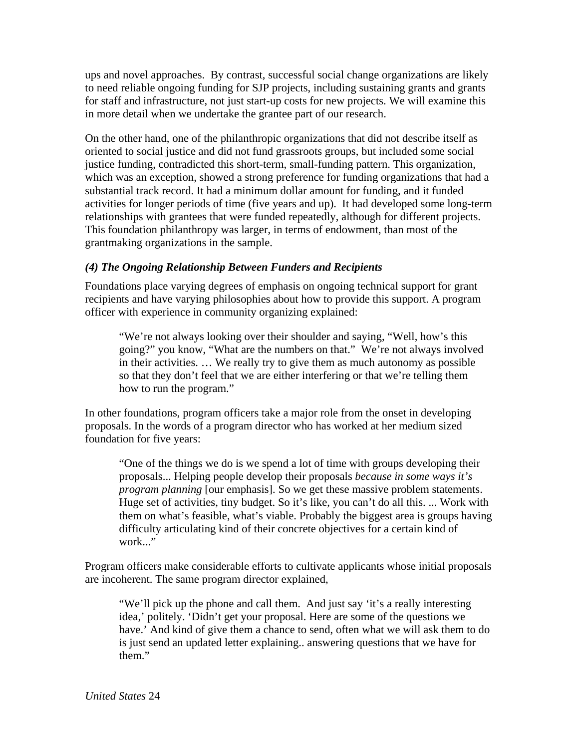ups and novel approaches. By contrast, successful social change organizations are likely to need reliable ongoing funding for SJP projects, including sustaining grants and grants for staff and infrastructure, not just start-up costs for new projects. We will examine this in more detail when we undertake the grantee part of our research.

On the other hand, one of the philanthropic organizations that did not describe itself as oriented to social justice and did not fund grassroots groups, but included some social justice funding, contradicted this short-term, small-funding pattern. This organization, which was an exception, showed a strong preference for funding organizations that had a substantial track record. It had a minimum dollar amount for funding, and it funded activities for longer periods of time (five years and up). It had developed some long-term relationships with grantees that were funded repeatedly, although for different projects. This foundation philanthropy was larger, in terms of endowment, than most of the grantmaking organizations in the sample.

### *(4) The Ongoing Relationship Between Funders and Recipients*

Foundations place varying degrees of emphasis on ongoing technical support for grant recipients and have varying philosophies about how to provide this support. A program officer with experience in community organizing explained:

> "We're not always looking over their shoulder and saying, "Well, how's this going?" you know, "What are the numbers on that." We're not always involved in their activities. … We really try to give them as much autonomy as possible so that they don't feel that we are either interfering or that we're telling them how to run the program."

In other foundations, program officers take a major role from the onset in developing proposals. In the words of a program director who has worked at her medium sized foundation for five years:

> "One of the things we do is we spend a lot of time with groups developing their proposals... Helping people develop their proposals *because in some ways it's program planning* [our emphasis]. So we get these massive problem statements. Huge set of activities, tiny budget. So it's like, you can't do all this. ... Work with them on what's feasible, what's viable. Probably the biggest area is groups having difficulty articulating kind of their concrete objectives for a certain kind of work..."

Program officers make considerable efforts to cultivate applicants whose initial proposals are incoherent. The same program director explained,

> "We'll pick up the phone and call them. And just say 'it's a really interesting idea,' politely. 'Didn't get your proposal. Here are some of the questions we have.' And kind of give them a chance to send, often what we will ask them to do is just send an updated letter explaining.. answering questions that we have for them."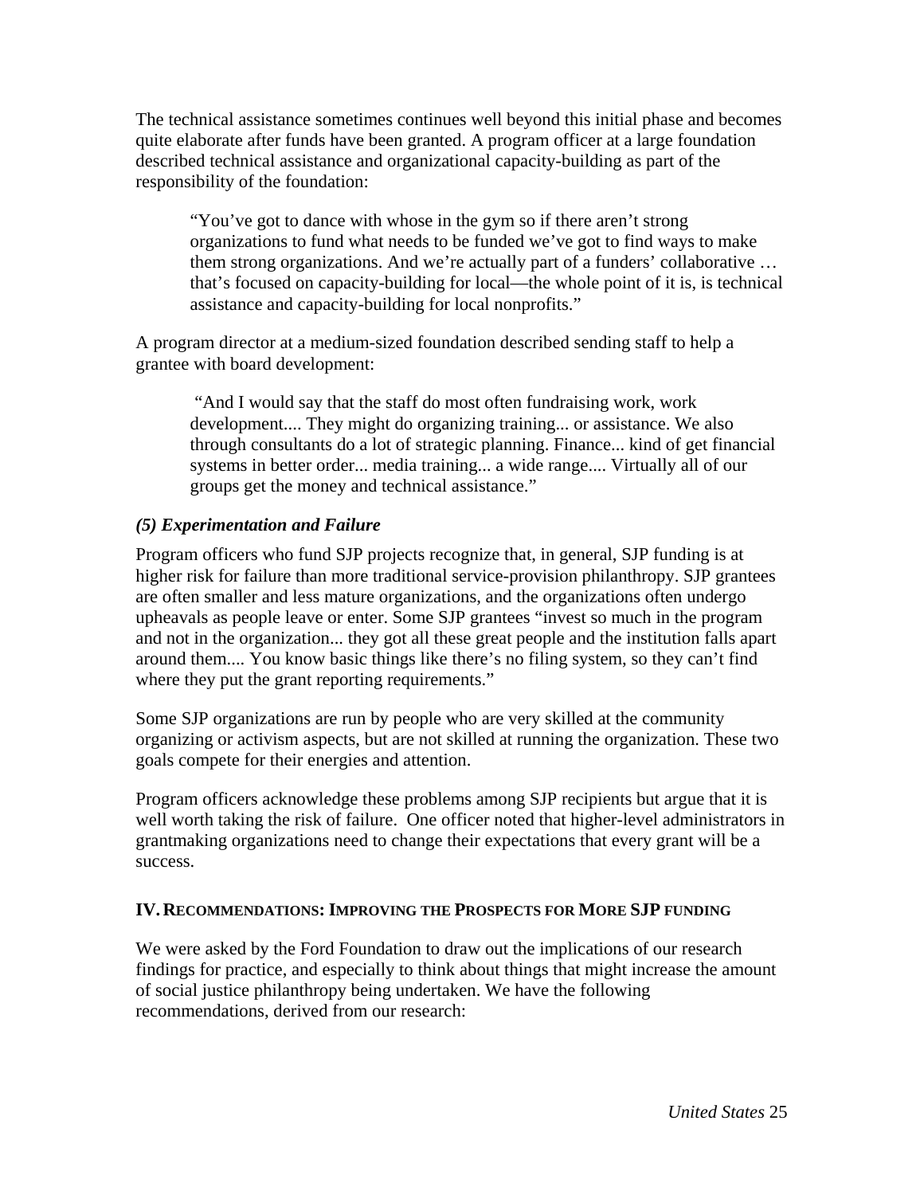The technical assistance sometimes continues well beyond this initial phase and becomes quite elaborate after funds have been granted. A program officer at a large foundation described technical assistance and organizational capacity-building as part of the responsibility of the foundation:

> "You've got to dance with whose in the gym so if there aren't strong organizations to fund what needs to be funded we've got to find ways to make them strong organizations. And we're actually part of a funders' collaborative … that's focused on capacity-building for local—the whole point of it is, is technical assistance and capacity-building for local nonprofits."

A program director at a medium-sized foundation described sending staff to help a grantee with board development:

> "And I would say that the staff do most often fundraising work, work development.... They might do organizing training... or assistance. We also through consultants do a lot of strategic planning. Finance... kind of get financial systems in better order... media training... a wide range.... Virtually all of our groups get the money and technical assistance."

### *(5) Experimentation and Failure*

Program officers who fund SJP projects recognize that, in general, SJP funding is at higher risk for failure than more traditional service-provision philanthropy. SJP grantees are often smaller and less mature organizations, and the organizations often undergo upheavals as people leave or enter. Some SJP grantees "invest so much in the program and not in the organization... they got all these great people and the institution falls apart around them.... You know basic things like there's no filing system, so they can't find where they put the grant reporting requirements."

Some SJP organizations are run by people who are very skilled at the community organizing or activism aspects, but are not skilled at running the organization. These two goals compete for their energies and attention.

Program officers acknowledge these problems among SJP recipients but argue that it is well worth taking the risk of failure. One officer noted that higher-level administrators in grantmaking organizations need to change their expectations that every grant will be a success.

## IV. RECOMMENDATIONS: IMPROVING THE PROSPECTS FOR MORE SJP FUNDING

We were asked by the Ford Foundation to draw out the implications of our research findings for practice, and especially to think about things that might increase the amount of social justice philanthropy being undertaken. We have the following recommendations, derived from our research: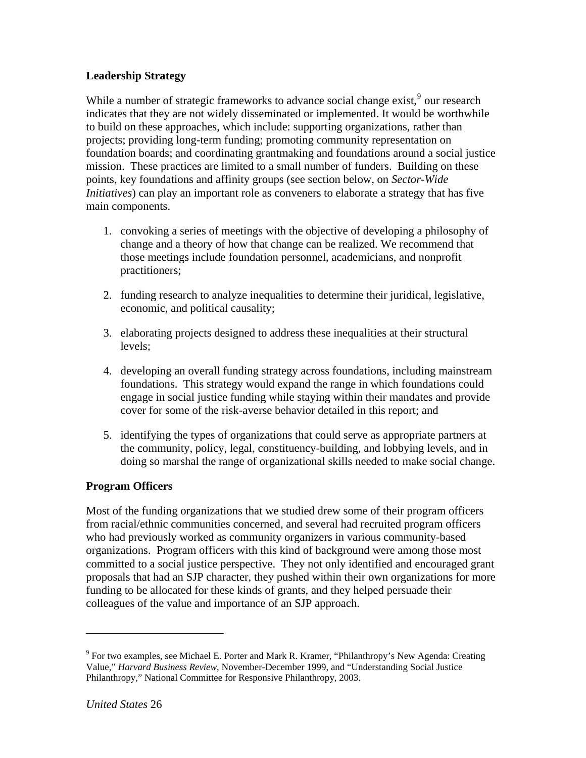**Leadership Strategy**

While a number of strategic frameworks to advance social change exist,[9] our research indicates that they are not widely disseminated or implemented. It would be worthwhile to build on these approaches, which include: supporting organizations, rather than projects; providing long-term funding; promoting community representation on foundation boards; and coordinating grantmaking and foundations around a social justice mission. These practices are limited to a small number of funders. Building on these points, key foundations and affinity groups (see section below, on *Sector-Wide Initiatives*) can play an important role as conveners to elaborate a strategy that has five main components.

1. convoking a series of meetings with the objective of developing a philosophy of change and a theory of how that change can be realized. We recommend that those meetings include foundation personnel, academicians, and nonprofit practitioners;

2. funding research to analyze inequalities to determine their juridical, legislative, economic, and political causality;

3. elaborating projects designed to address these inequalities at their structural levels;

4. developing an overall funding strategy across foundations, including mainstream foundations. This strategy would expand the range in which foundations could engage in social justice funding while staying within their mandates and provide cover for some of the risk-averse behavior detailed in this report; and

5. identifying the types of organizations that could serve as appropriate partners at the community, policy, legal, constituency-building, and lobbying levels, and in doing so marshal the range of organizational skills needed to make social change.

**Program Officers**

Most of the funding organizations that we studied drew some of their program officers from racial/ethnic communities concerned, and several had recruited program officers who had previously worked as community organizers in various community-based organizations. Program officers with this kind of background were among those most committed to a social justice perspective. They not only identified and encouraged grant proposals that had an SJP character, they pushed within their own organizations for more funding to be allocated for these kinds of grants, and they helped persuade their colleagues of the value and importance of an SJP approach.

---

[9] For two examples, see Michael E. Porter and Mark R. Kramer, "Philanthropy's New Agenda: Creating Value," *Harvard Business Review*, November-December 1999, and "Understanding Social Justice Philanthropy," National Committee for Responsive Philanthropy, 2003.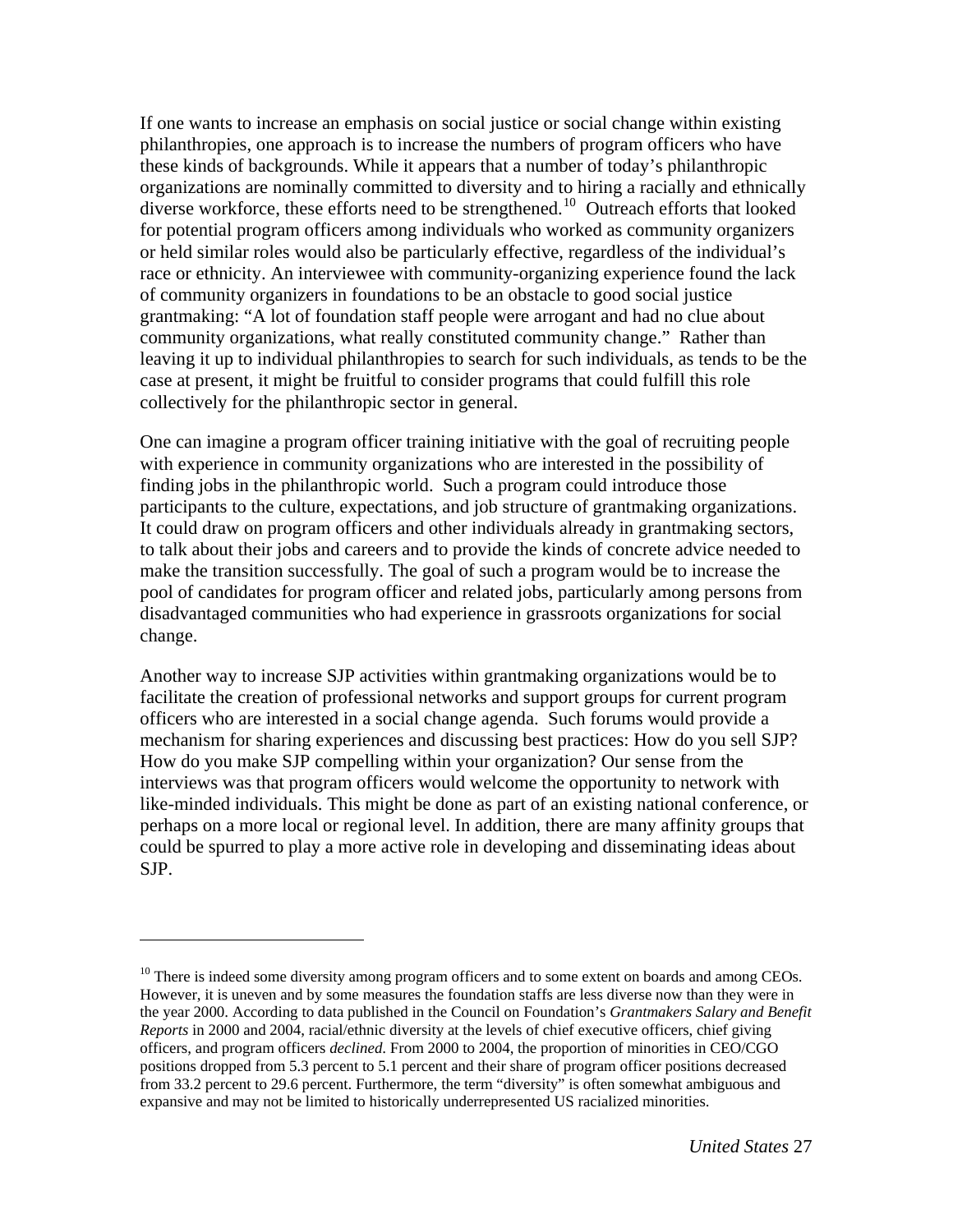If one wants to increase an emphasis on social justice or social change within existing philanthropies, one approach is to increase the numbers of program officers who have these kinds of backgrounds. While it appears that a number of today's philanthropic organizations are nominally committed to diversity and to hiring a racially and ethnically diverse workforce, these efforts need to be strengthened.[10] Outreach efforts that looked for potential program officers among individuals who worked as community organizers or held similar roles would also be particularly effective, regardless of the individual's race or ethnicity. An interviewee with community-organizing experience found the lack of community organizers in foundations to be an obstacle to good social justice grantmaking: "A lot of foundation staff people were arrogant and had no clue about community organizations, what really constituted community change." Rather than leaving it up to individual philanthropies to search for such individuals, as tends to be the case at present, it might be fruitful to consider programs that could fulfill this role collectively for the philanthropic sector in general.

One can imagine a program officer training initiative with the goal of recruiting people with experience in community organizations who are interested in the possibility of finding jobs in the philanthropic world. Such a program could introduce those participants to the culture, expectations, and job structure of grantmaking organizations. It could draw on program officers and other individuals already in grantmaking sectors, to talk about their jobs and careers and to provide the kinds of concrete advice needed to make the transition successfully. The goal of such a program would be to increase the pool of candidates for program officer and related jobs, particularly among persons from disadvantaged communities who had experience in grassroots organizations for social change.

Another way to increase SJP activities within grantmaking organizations would be to facilitate the creation of professional networks and support groups for current program officers who are interested in a social change agenda. Such forums would provide a mechanism for sharing experiences and discussing best practices: How do you sell SJP? How do you make SJP compelling within your organization? Our sense from the interviews was that program officers would welcome the opportunity to network with like-minded individuals. This might be done as part of an existing national conference, or perhaps on a more local or regional level. In addition, there are many affinity groups that could be spurred to play a more active role in developing and disseminating ideas about SJP.

---

[10] There is indeed some diversity among program officers and to some extent on boards and among CEOs. However, it is uneven and by some measures the foundation staffs are less diverse now than they were in the year 2000. According to data published in the Council on Foundation's *Grantmakers Salary and Benefit Reports* in 2000 and 2004, racial/ethnic diversity at the levels of chief executive officers, chief giving officers, and program officers *declined*. From 2000 to 2004, the proportion of minorities in CEO/CGO positions dropped from 5.3 percent to 5.1 percent and their share of program officer positions decreased from 33.2 percent to 29.6 percent. Furthermore, the term "diversity" is often somewhat ambiguous and expansive and may not be limited to historically underrepresented US racialized minorities.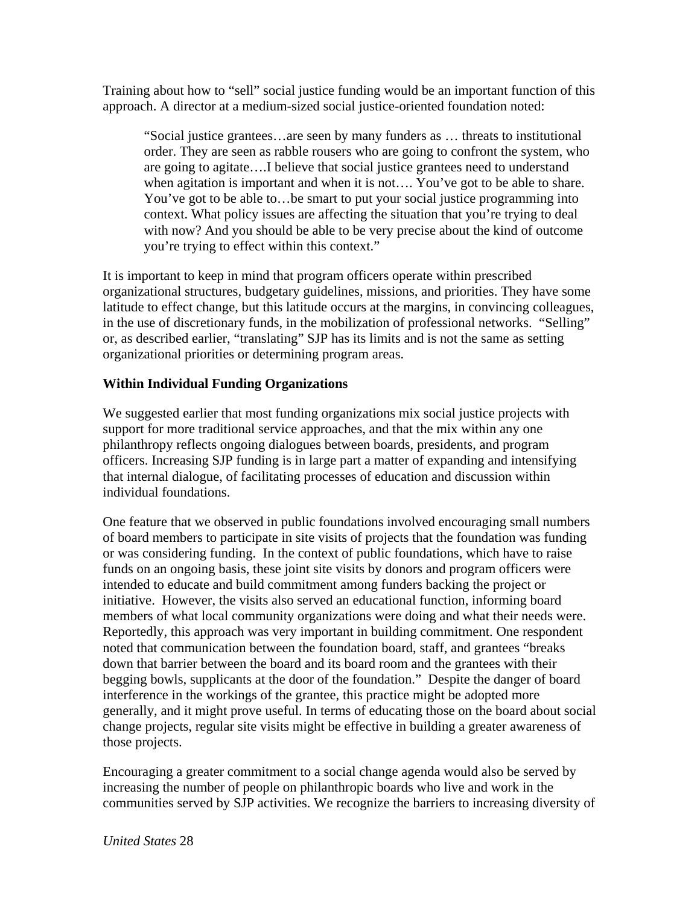Training about how to "sell" social justice funding would be an important function of this approach. A director at a medium-sized social justice-oriented foundation noted:

> "Social justice grantees…are seen by many funders as … threats to institutional order. They are seen as rabble rousers who are going to confront the system, who are going to agitate….I believe that social justice grantees need to understand when agitation is important and when it is not…. You've got to be able to share. You've got to be able to…be smart to put your social justice programming into context. What policy issues are affecting the situation that you're trying to deal with now? And you should be able to be very precise about the kind of outcome you're trying to effect within this context."

It is important to keep in mind that program officers operate within prescribed organizational structures, budgetary guidelines, missions, and priorities. They have some latitude to effect change, but this latitude occurs at the margins, in convincing colleagues, in the use of discretionary funds, in the mobilization of professional networks. "Selling" or, as described earlier, "translating" SJP has its limits and is not the same as setting organizational priorities or determining program areas.

**Within Individual Funding Organizations**

We suggested earlier that most funding organizations mix social justice projects with support for more traditional service approaches, and that the mix within any one philanthropy reflects ongoing dialogues between boards, presidents, and program officers. Increasing SJP funding is in large part a matter of expanding and intensifying that internal dialogue, of facilitating processes of education and discussion within individual foundations.

One feature that we observed in public foundations involved encouraging small numbers of board members to participate in site visits of projects that the foundation was funding or was considering funding. In the context of public foundations, which have to raise funds on an ongoing basis, these joint site visits by donors and program officers were intended to educate and build commitment among funders backing the project or initiative. However, the visits also served an educational function, informing board members of what local community organizations were doing and what their needs were. Reportedly, this approach was very important in building commitment. One respondent noted that communication between the foundation board, staff, and grantees "breaks down that barrier between the board and its board room and the grantees with their begging bowls, supplicants at the door of the foundation." Despite the danger of board interference in the workings of the grantee, this practice might be adopted more generally, and it might prove useful. In terms of educating those on the board about social change projects, regular site visits might be effective in building a greater awareness of those projects.

Encouraging a greater commitment to a social change agenda would also be served by increasing the number of people on philanthropic boards who live and work in the communities served by SJP activities. We recognize the barriers to increasing diversity of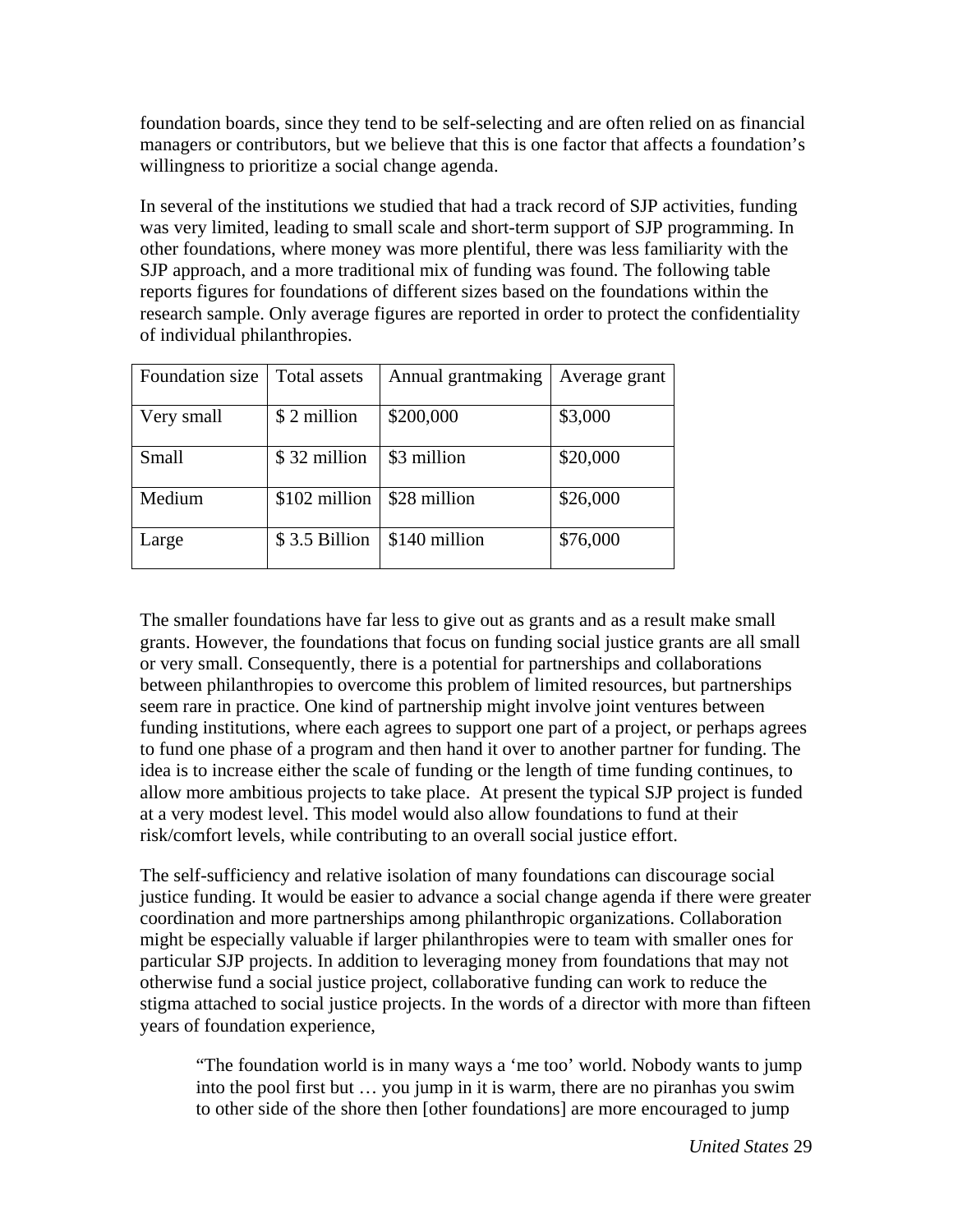foundation boards, since they tend to be self-selecting and are often relied on as financial managers or contributors, but we believe that this is one factor that affects a foundation's willingness to prioritize a social change agenda.

In several of the institutions we studied that had a track record of SJP activities, funding was very limited, leading to small scale and short-term support of SJP programming. In other foundations, where money was more plentiful, there was less familiarity with the SJP approach, and a more traditional mix of funding was found. The following table reports figures for foundations of different sizes based on the foundations within the research sample. Only average figures are reported in order to protect the confidentiality of individual philanthropies.

| Foundation size | Total assets | Annual grantmaking | Average grant |
|---|---|---|---|
| Very small | $ 2 million | $200,000 | $3,000 |
| Small | $ 32 million | $3 million | $20,000 |
| Medium | $102 million | $28 million | $26,000 |
| Large | $ 3.5 Billion | $140 million | $76,000 |

The smaller foundations have far less to give out as grants and as a result make small grants. However, the foundations that focus on funding social justice grants are all small or very small. Consequently, there is a potential for partnerships and collaborations between philanthropies to overcome this problem of limited resources, but partnerships seem rare in practice. One kind of partnership might involve joint ventures between funding institutions, where each agrees to support one part of a project, or perhaps agrees to fund one phase of a program and then hand it over to another partner for funding. The idea is to increase either the scale of funding or the length of time funding continues, to allow more ambitious projects to take place. At present the typical SJP project is funded at a very modest level. This model would also allow foundations to fund at their risk/comfort levels, while contributing to an overall social justice effort.

The self-sufficiency and relative isolation of many foundations can discourage social justice funding. It would be easier to advance a social change agenda if there were greater coordination and more partnerships among philanthropic organizations. Collaboration might be especially valuable if larger philanthropies were to team with smaller ones for particular SJP projects. In addition to leveraging money from foundations that may not otherwise fund a social justice project, collaborative funding can work to reduce the stigma attached to social justice projects. In the words of a director with more than fifteen years of foundation experience,

> "The foundation world is in many ways a 'me too' world. Nobody wants to jump into the pool first but … you jump in it is warm, there are no piranhas you swim to other side of the shore then [other foundations] are more encouraged to jump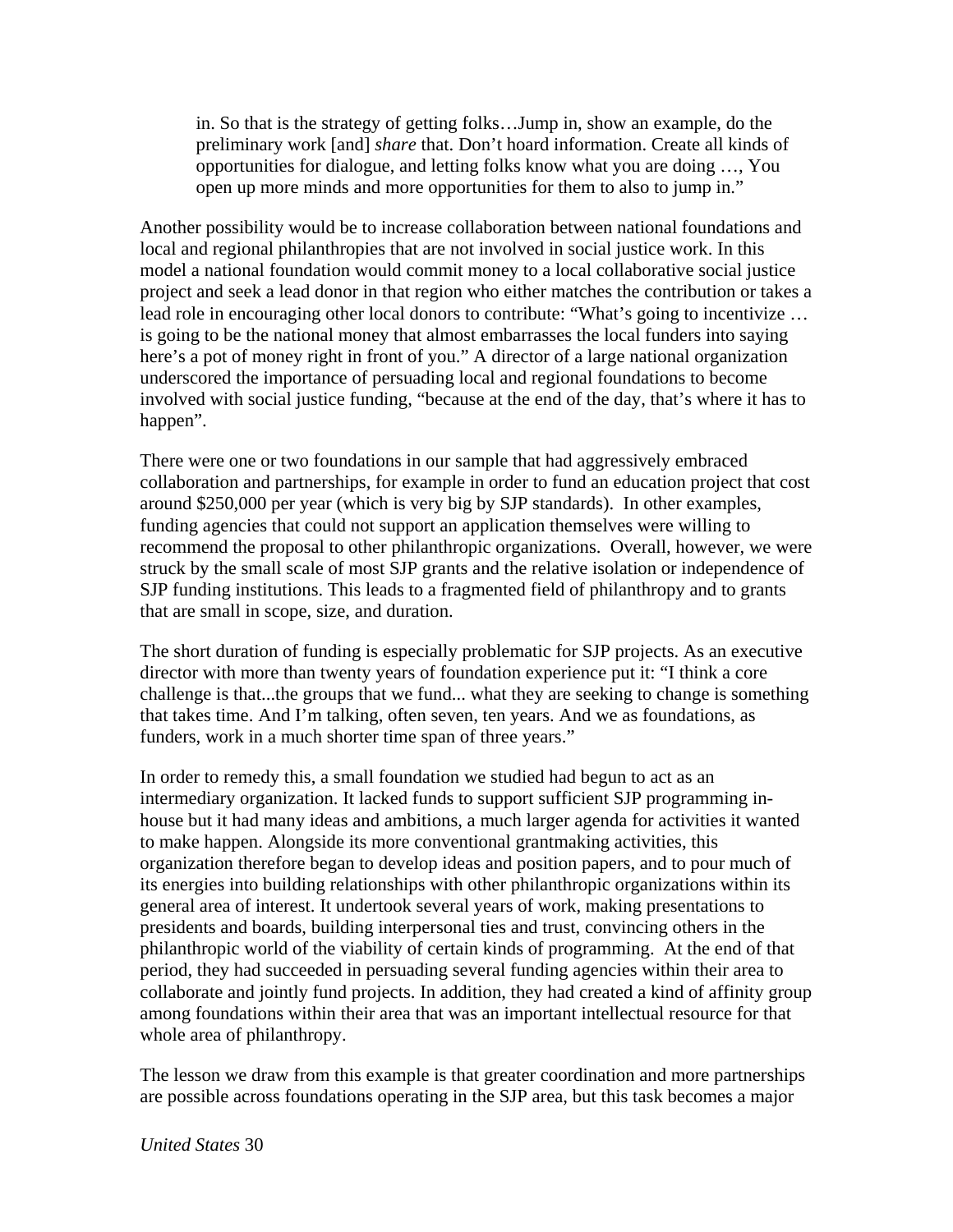> in. So that is the strategy of getting folks…Jump in, show an example, do the preliminary work [and] *share* that. Don't hoard information. Create all kinds of opportunities for dialogue, and letting folks know what you are doing …, You open up more minds and more opportunities for them to also to jump in."

Another possibility would be to increase collaboration between national foundations and local and regional philanthropies that are not involved in social justice work. In this model a national foundation would commit money to a local collaborative social justice project and seek a lead donor in that region who either matches the contribution or takes a lead role in encouraging other local donors to contribute: "What's going to incentivize … is going to be the national money that almost embarrasses the local funders into saying here's a pot of money right in front of you." A director of a large national organization underscored the importance of persuading local and regional foundations to become involved with social justice funding, "because at the end of the day, that's where it has to happen".

There were one or two foundations in our sample that had aggressively embraced collaboration and partnerships, for example in order to fund an education project that cost around $250,000 per year (which is very big by SJP standards). In other examples, funding agencies that could not support an application themselves were willing to recommend the proposal to other philanthropic organizations. Overall, however, we were struck by the small scale of most SJP grants and the relative isolation or independence of SJP funding institutions. This leads to a fragmented field of philanthropy and to grants that are small in scope, size, and duration.

The short duration of funding is especially problematic for SJP projects. As an executive director with more than twenty years of foundation experience put it: "I think a core challenge is that...the groups that we fund... what they are seeking to change is something that takes time. And I'm talking, often seven, ten years. And we as foundations, as funders, work in a much shorter time span of three years."

In order to remedy this, a small foundation we studied had begun to act as an intermediary organization. It lacked funds to support sufficient SJP programming in-house but it had many ideas and ambitions, a much larger agenda for activities it wanted to make happen. Alongside its more conventional grantmaking activities, this organization therefore began to develop ideas and position papers, and to pour much of its energies into building relationships with other philanthropic organizations within its general area of interest. It undertook several years of work, making presentations to presidents and boards, building interpersonal ties and trust, convincing others in the philanthropic world of the viability of certain kinds of programming. At the end of that period, they had succeeded in persuading several funding agencies within their area to collaborate and jointly fund projects. In addition, they had created a kind of affinity group among foundations within their area that was an important intellectual resource for that whole area of philanthropy.

The lesson we draw from this example is that greater coordination and more partnerships are possible across foundations operating in the SJP area, but this task becomes a major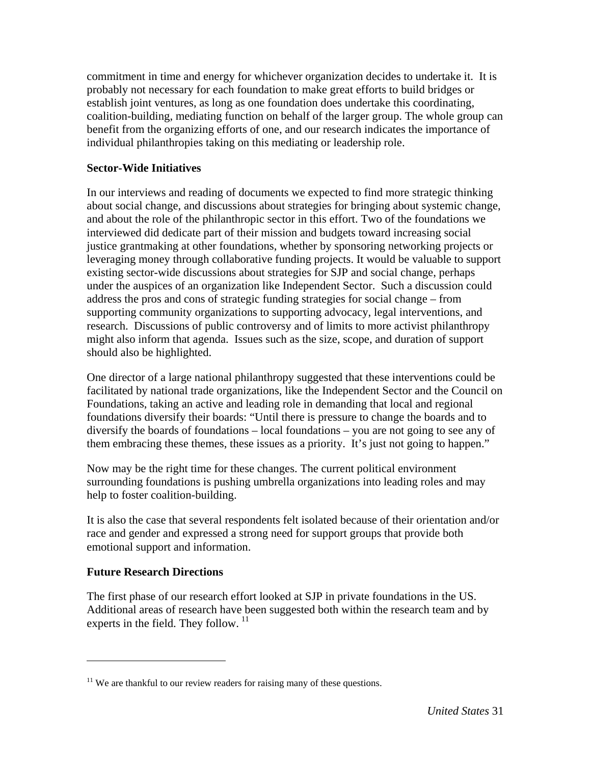commitment in time and energy for whichever organization decides to undertake it. It is probably not necessary for each foundation to make great efforts to build bridges or establish joint ventures, as long as one foundation does undertake this coordinating, coalition-building, mediating function on behalf of the larger group. The whole group can benefit from the organizing efforts of one, and our research indicates the importance of individual philanthropies taking on this mediating or leadership role.

### Sector-Wide Initiatives

In our interviews and reading of documents we expected to find more strategic thinking about social change, and discussions about strategies for bringing about systemic change, and about the role of the philanthropic sector in this effort. Two of the foundations we interviewed did dedicate part of their mission and budgets toward increasing social justice grantmaking at other foundations, whether by sponsoring networking projects or leveraging money through collaborative funding projects. It would be valuable to support existing sector-wide discussions about strategies for SJP and social change, perhaps under the auspices of an organization like Independent Sector. Such a discussion could address the pros and cons of strategic funding strategies for social change – from supporting community organizations to supporting advocacy, legal interventions, and research. Discussions of public controversy and of limits to more activist philanthropy might also inform that agenda. Issues such as the size, scope, and duration of support should also be highlighted.

One director of a large national philanthropy suggested that these interventions could be facilitated by national trade organizations, like the Independent Sector and the Council on Foundations, taking an active and leading role in demanding that local and regional foundations diversify their boards: "Until there is pressure to change the boards and to diversify the boards of foundations – local foundations – you are not going to see any of them embracing these themes, these issues as a priority. It's just not going to happen."

Now may be the right time for these changes. The current political environment surrounding foundations is pushing umbrella organizations into leading roles and may help to foster coalition-building.

It is also the case that several respondents felt isolated because of their orientation and/or race and gender and expressed a strong need for support groups that provide both emotional support and information.

### Future Research Directions

The first phase of our research effort looked at SJP in private foundations in the US. Additional areas of research have been suggested both within the research team and by experts in the field. They follow. [11]

---

[11] We are thankful to our review readers for raising many of these questions.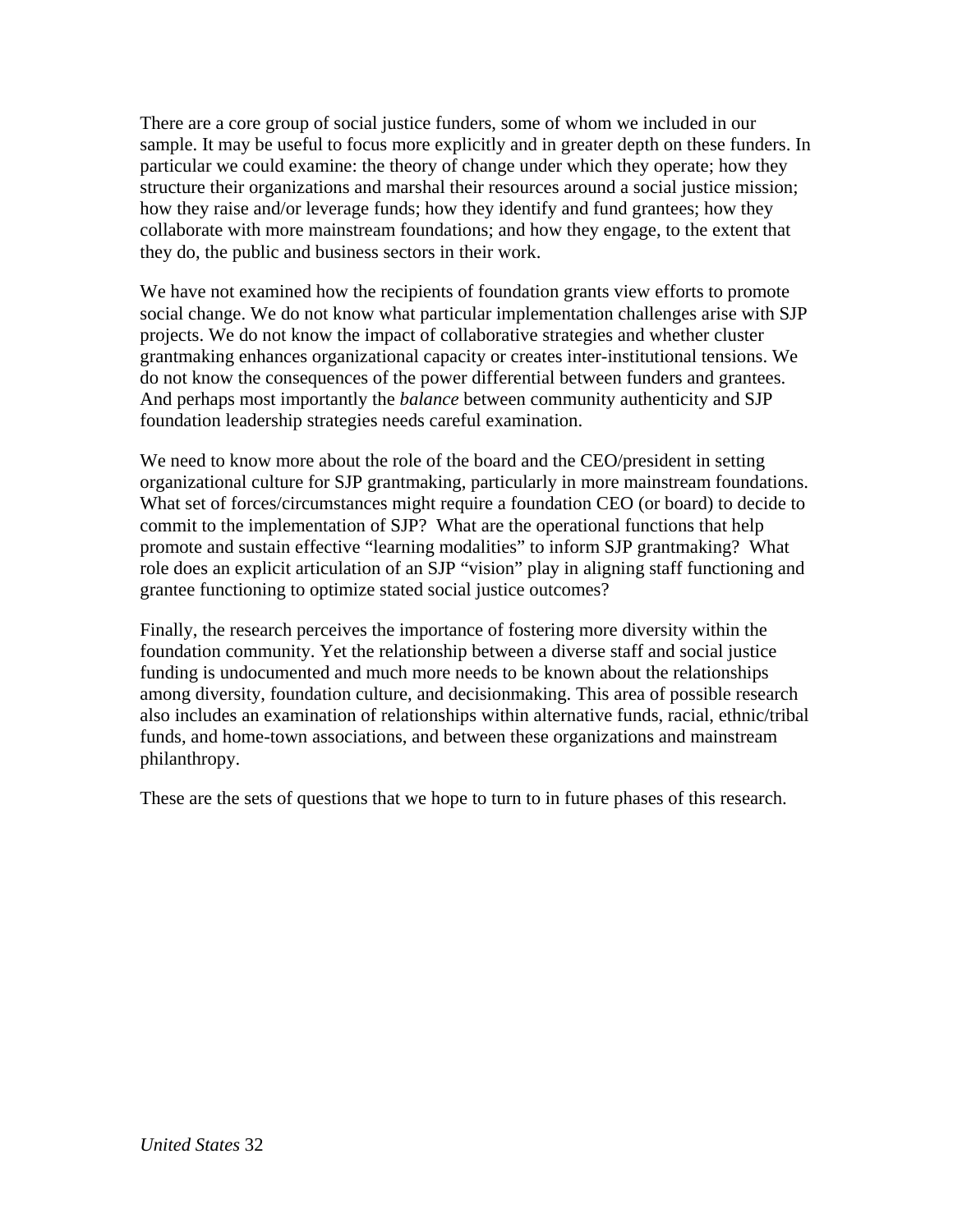There are a core group of social justice funders, some of whom we included in our sample. It may be useful to focus more explicitly and in greater depth on these funders. In particular we could examine: the theory of change under which they operate; how they structure their organizations and marshal their resources around a social justice mission; how they raise and/or leverage funds; how they identify and fund grantees; how they collaborate with more mainstream foundations; and how they engage, to the extent that they do, the public and business sectors in their work.

We have not examined how the recipients of foundation grants view efforts to promote social change. We do not know what particular implementation challenges arise with SJP projects. We do not know the impact of collaborative strategies and whether cluster grantmaking enhances organizational capacity or creates inter-institutional tensions. We do not know the consequences of the power differential between funders and grantees. And perhaps most importantly the *balance* between community authenticity and SJP foundation leadership strategies needs careful examination.

We need to know more about the role of the board and the CEO/president in setting organizational culture for SJP grantmaking, particularly in more mainstream foundations. What set of forces/circumstances might require a foundation CEO (or board) to decide to commit to the implementation of SJP? What are the operational functions that help promote and sustain effective "learning modalities" to inform SJP grantmaking? What role does an explicit articulation of an SJP "vision" play in aligning staff functioning and grantee functioning to optimize stated social justice outcomes?

Finally, the research perceives the importance of fostering more diversity within the foundation community. Yet the relationship between a diverse staff and social justice funding is undocumented and much more needs to be known about the relationships among diversity, foundation culture, and decisionmaking. This area of possible research also includes an examination of relationships within alternative funds, racial, ethnic/tribal funds, and home-town associations, and between these organizations and mainstream philanthropy.

These are the sets of questions that we hope to turn to in future phases of this research.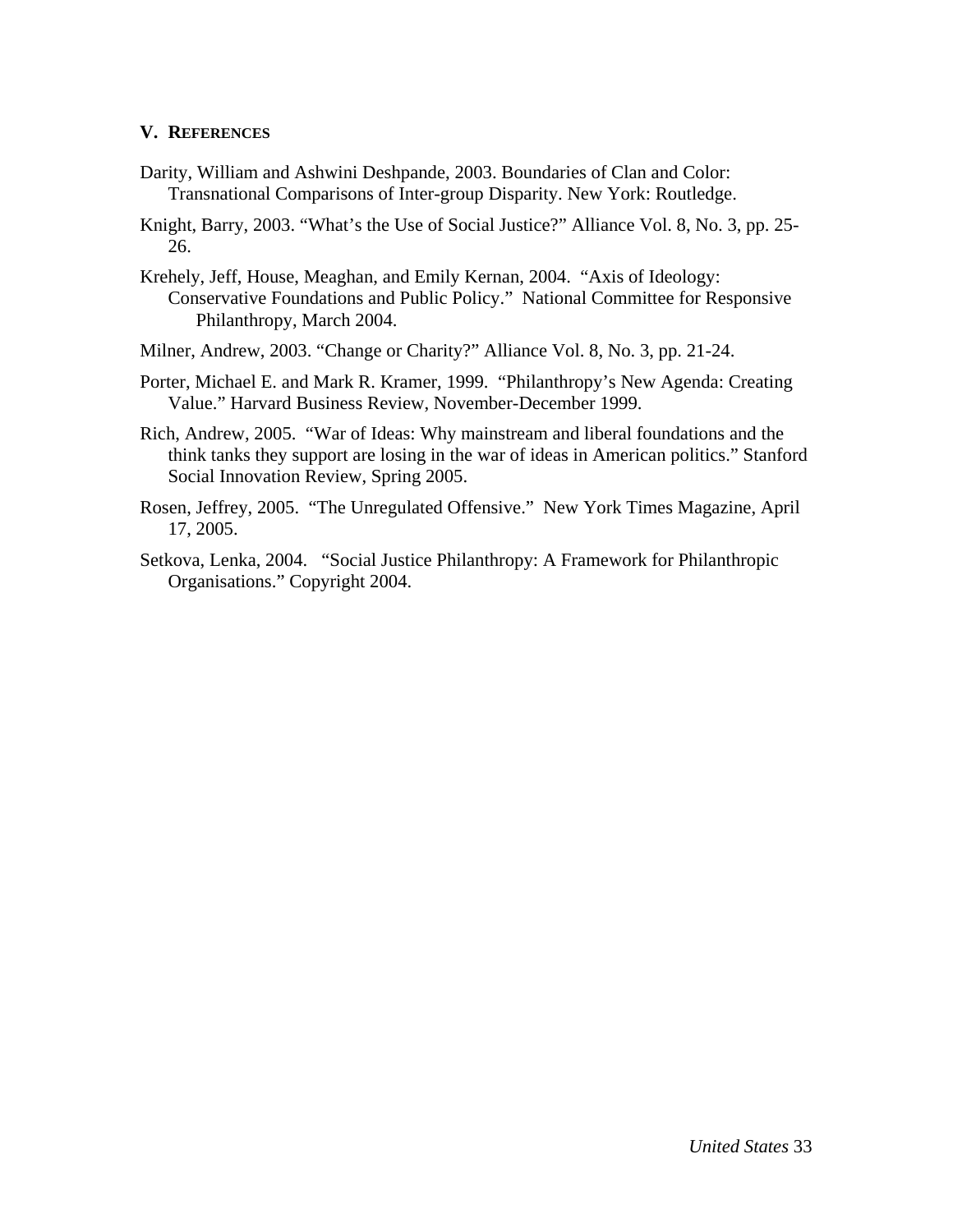## V. REFERENCES

Darity, William and Ashwini Deshpande, 2003. Boundaries of Clan and Color: Transnational Comparisons of Inter-group Disparity. New York: Routledge.

Knight, Barry, 2003. "What's the Use of Social Justice?" Alliance Vol. 8, No. 3, pp. 25-26.

Krehely, Jeff, House, Meaghan, and Emily Kernan, 2004. "Axis of Ideology: Conservative Foundations and Public Policy." National Committee for Responsive Philanthropy, March 2004.

Milner, Andrew, 2003. "Change or Charity?" Alliance Vol. 8, No. 3, pp. 21-24.

Porter, Michael E. and Mark R. Kramer, 1999. "Philanthropy's New Agenda: Creating Value." Harvard Business Review, November-December 1999.

Rich, Andrew, 2005. "War of Ideas: Why mainstream and liberal foundations and the think tanks they support are losing in the war of ideas in American politics." Stanford Social Innovation Review, Spring 2005.

Rosen, Jeffrey, 2005. "The Unregulated Offensive." New York Times Magazine, April 17, 2005.

Setkova, Lenka, 2004. "Social Justice Philanthropy: A Framework for Philanthropic Organisations." Copyright 2004.